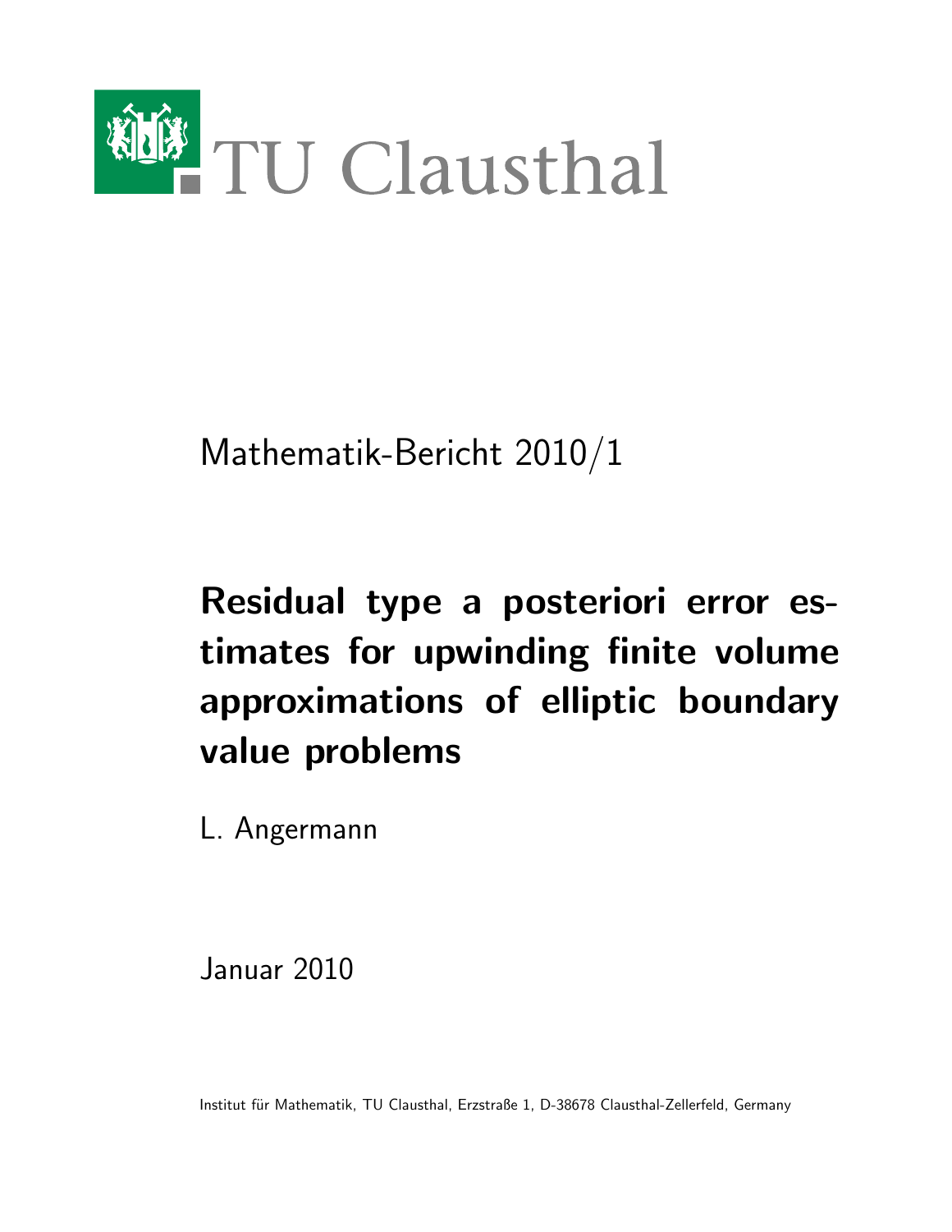TU Clausthal

Mathematik-Bericht 2010/1

# Residual type a posteriori error estimates for upwinding finite volume approximations of elliptic boundary value problems

L. Angermann

Januar 2010

Institut für Mathematik, TU Clausthal, Erzstraße 1, D-38678 Clausthal-Zellerfeld, Germany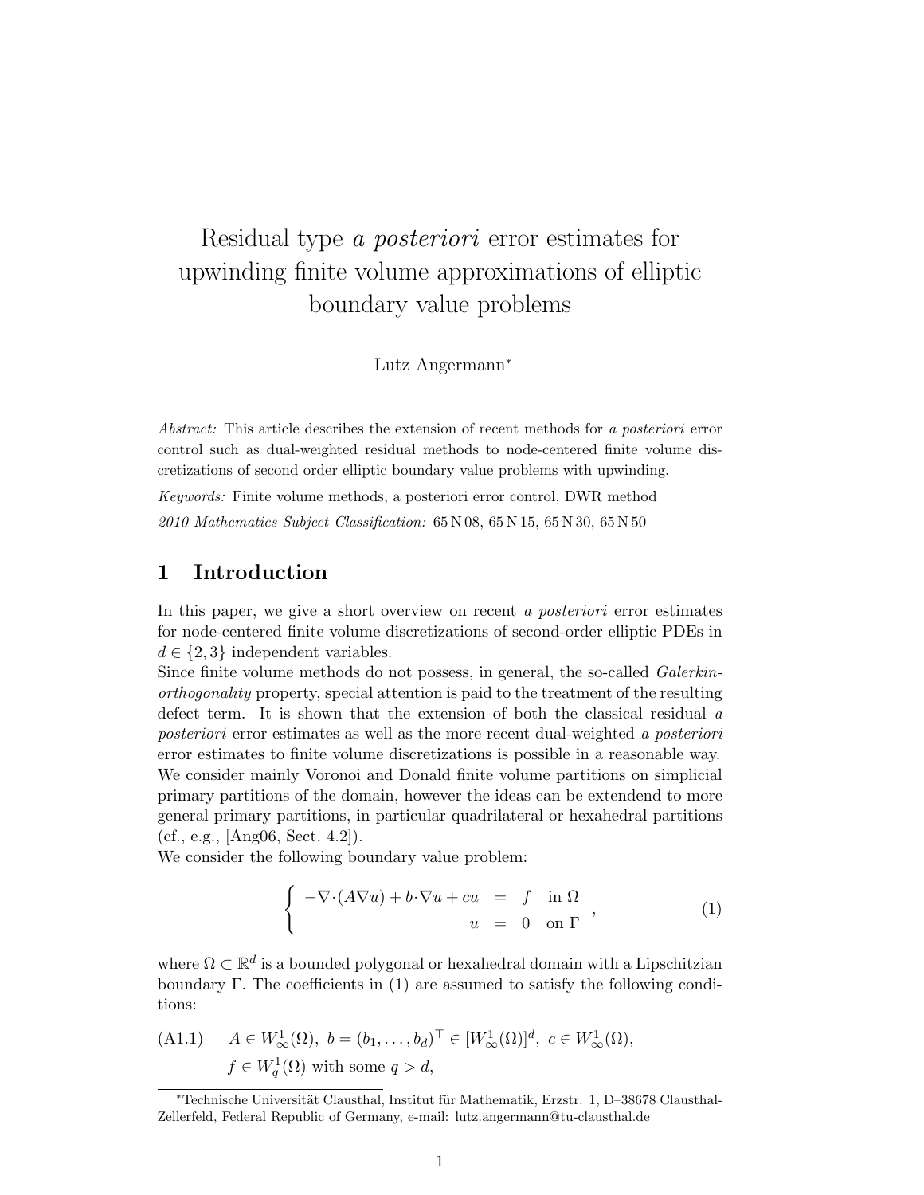# Residual type *a posteriori* error estimates for upwinding finite volume approximations of elliptic boundary value problems

Lutz Angermann*

*Abstract:* This article describes the extension of recent methods for *a posteriori* error control such as dual-weighted residual methods to node-centered finite volume discretizations of second order elliptic boundary value problems with upwinding.

*Keywords:* Finite volume methods, a posteriori error control, DWR method

*2010 Mathematics Subject Classification:* 65 N 08, 65 N 15, 65 N 30, 65 N 50

## 1 Introduction

In this paper, we give a short overview on recent *a posteriori* error estimates for node-centered finite volume discretizations of second-order elliptic PDEs in $d \in \{2, 3\}$ independent variables.

Since finite volume methods do not possess, in general, the so-called *Galerkin-orthogonality* property, special attention is paid to the treatment of the resulting defect term. It is shown that the extension of both the classical residual *a posteriori* error estimates as well as the more recent dual-weighted *a posteriori* error estimates to finite volume discretizations is possible in a reasonable way. We consider mainly Voronoi and Donald finite volume partitions on simplicial primary partitions of the domain, however the ideas can be extendend to more general primary partitions, in particular quadrilateral or hexahedral partitions (cf., e.g., [Ang06, Sect. 4.2]).

We consider the following boundary value problem:

$$
\left\{
\begin{array}{rcll}
-\nabla\cdot(A\nabla u) + b\cdot\nabla u + cu & = & f & \text{in } \Omega \\
u & = & 0 & \text{on } \Gamma
\end{array}
\right. , \tag{1}
$$

where $\Omega \subset \mathbb{R}^d$ is a bounded polygonal or hexahedral domain with a Lipschitzian boundary $\Gamma$. The coefficients in (1) are assumed to satisfy the following conditions:

(A1.1) $\quad A \in W^1_\infty(\Omega),\ b = (b_1, \ldots, b_d)^\top \in [W^1_\infty(\Omega)]^d,\ c \in W^1_\infty(\Omega),$
$\quad f \in W^1_q(\Omega)$ with some $q > d$,

---

*Technische Universität Clausthal, Institut für Mathematik, Erzstr. 1, D–38678 Clausthal-Zellerfeld, Federal Republic of Germany, e-mail: lutz.angermann@tu-clausthal.de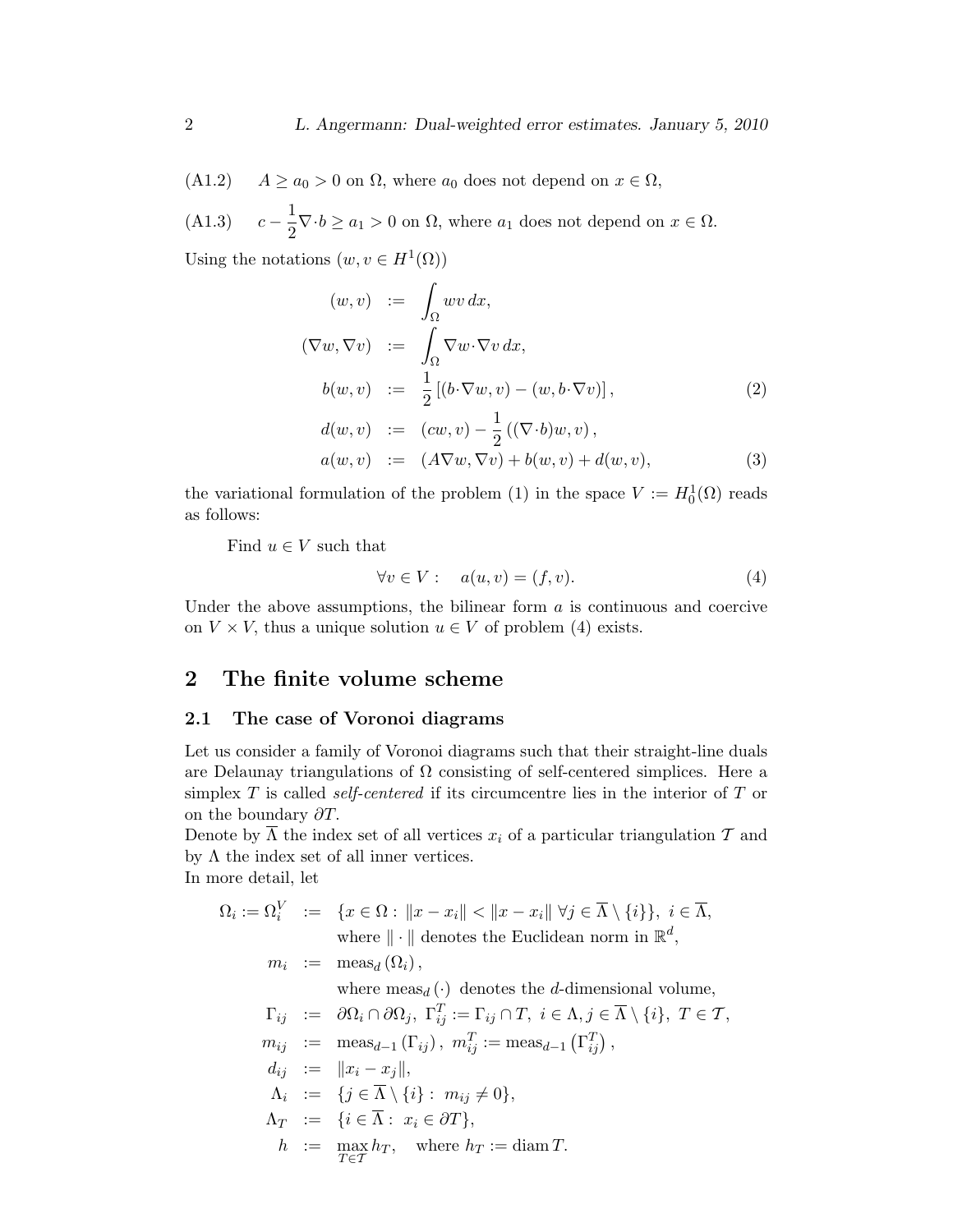(A1.2) $\quad A \geq a_0 > 0$ on $\Omega$, where $a_0$ does not depend on $x \in \Omega$,

(A1.3) $\quad c - \dfrac{1}{2}\nabla \cdot b \geq a_1 > 0$ on $\Omega$, where $a_1$ does not depend on $x \in \Omega$.

Using the notations ($w, v \in H^1(\Omega)$)

$$
\begin{aligned}
(w, v) &:= \int_\Omega wv \, dx, \\
(\nabla w, \nabla v) &:= \int_\Omega \nabla w \cdot \nabla v \, dx, \\
b(w, v) &:= \frac{1}{2}\left[(b \cdot \nabla w, v) - (w, b \cdot \nabla v)\right], \qquad (2) \\
d(w, v) &:= (cw, v) - \frac{1}{2}\left((\nabla \cdot b)w, v\right), \\
a(w, v) &:= (A\nabla w, \nabla v) + b(w, v) + d(w, v), \qquad (3)
\end{aligned}
$$

the variational formulation of the problem (1) in the space $V := H_0^1(\Omega)$ reads as follows:

Find $u \in V$ such that

$$
\forall v \in V : \quad a(u, v) = (f, v). \qquad (4)
$$

Under the above assumptions, the bilinear form $a$ is continuous and coercive on $V \times V$, thus a unique solution $u \in V$ of problem (4) exists.

## 2 The finite volume scheme

### 2.1 The case of Voronoi diagrams

Let us consider a family of Voronoi diagrams such that their straight-line duals are Delaunay triangulations of $\Omega$ consisting of self-centered simplices. Here a simplex $T$ is called *self-centered* if its circumcentre lies in the interior of $T$ or on the boundary $\partial T$.

Denote by $\overline{\Lambda}$ the index set of all vertices $x_i$ of a particular triangulation $\mathcal{T}$ and by $\Lambda$ the index set of all inner vertices.

In more detail, let

$$
\begin{aligned}
\Omega_i := \Omega_i^V &:= \{x \in \Omega : \|x - x_i\| < \|x - x_i\| \ \forall j \in \overline{\Lambda} \setminus \{i\}\}, \ i \in \overline{\Lambda}, \\
&\quad \text{where } \|\cdot\| \text{ denotes the Euclidean norm in } \mathbb{R}^d, \\
m_i &:= \operatorname{meas}_d(\Omega_i), \\
&\quad \text{where } \operatorname{meas}_d(\cdot) \text{ denotes the } d\text{-dimensional volume}, \\
\Gamma_{ij} &:= \partial\Omega_i \cap \partial\Omega_j, \ \Gamma_{ij}^T := \Gamma_{ij} \cap T, \ i \in \Lambda, j \in \overline{\Lambda} \setminus \{i\}, \ T \in \mathcal{T}, \\
m_{ij} &:= \operatorname{meas}_{d-1}(\Gamma_{ij}), \ m_{ij}^T := \operatorname{meas}_{d-1}\left(\Gamma_{ij}^T\right), \\
d_{ij} &:= \|x_i - x_j\|, \\
\Lambda_i &:= \{j \in \overline{\Lambda} \setminus \{i\} : \ m_{ij} \neq 0\}, \\
\Lambda_T &:= \{i \in \overline{\Lambda} : \ x_i \in \partial T\}, \\
h &:= \max_{T \in \mathcal{T}} h_T, \quad \text{where } h_T := \operatorname{diam} T.
\end{aligned}
$$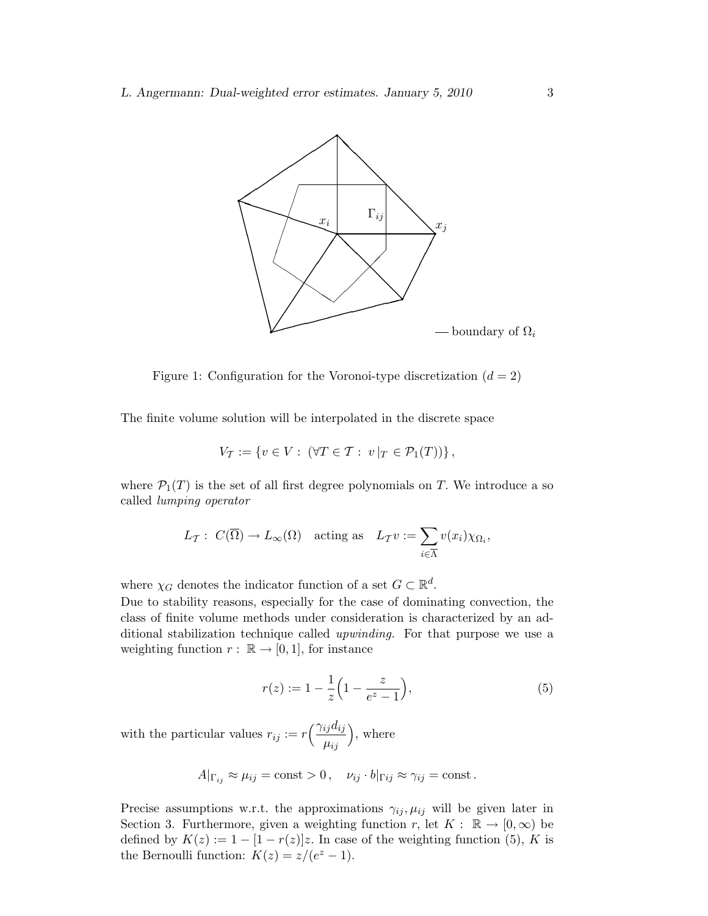— boundary of $\Omega_i$

Figure 1: Configuration for the Voronoi-type discretization ($d = 2$)

The finite volume solution will be interpolated in the discrete space

$$V_{\mathcal{T}} := \{v \in V : \ (\forall T \in \mathcal{T} : \ v\,|_T \in \mathcal{P}_1(T))\},$$

where $\mathcal{P}_1(T)$ is the set of all first degree polynomials on $T$. We introduce a so called *lumping operator*

$$L_{\mathcal{T}} : \ C(\overline{\Omega}) \to L_\infty(\Omega) \quad \text{acting as} \quad L_{\mathcal{T}} v := \sum_{i \in \overline{\Lambda}} v(x_i) \chi_{\Omega_i},$$

where $\chi_G$ denotes the indicator function of a set $G \subset \mathbb{R}^d$.
Due to stability reasons, especially for the case of dominating convection, the class of finite volume methods under consideration is characterized by an additional stabilization technique called *upwinding*. For that purpose we use a weighting function $r : \ \mathbb{R} \to [0, 1]$, for instance

$$r(z) := 1 - \frac{1}{z}\Big(1 - \frac{z}{e^z - 1}\Big), \tag{5}$$

with the particular values $r_{ij} := r\Big(\dfrac{\gamma_{ij} d_{ij}}{\mu_{ij}}\Big)$, where

$$A|_{\Gamma_{ij}} \approx \mu_{ij} = \text{const} > 0\,, \quad \nu_{ij} \cdot b|_{\Gamma ij} \approx \gamma_{ij} = \text{const}\,.$$

Precise assumptions w.r.t. the approximations $\gamma_{ij}, \mu_{ij}$ will be given later in Section 3. Furthermore, given a weighting function $r$, let $K : \ \mathbb{R} \to [0, \infty)$ be defined by $K(z) := 1 - [1 - r(z)]z$. In case of the weighting function (5), $K$ is the Bernoulli function: $K(z) = z/(e^z - 1)$.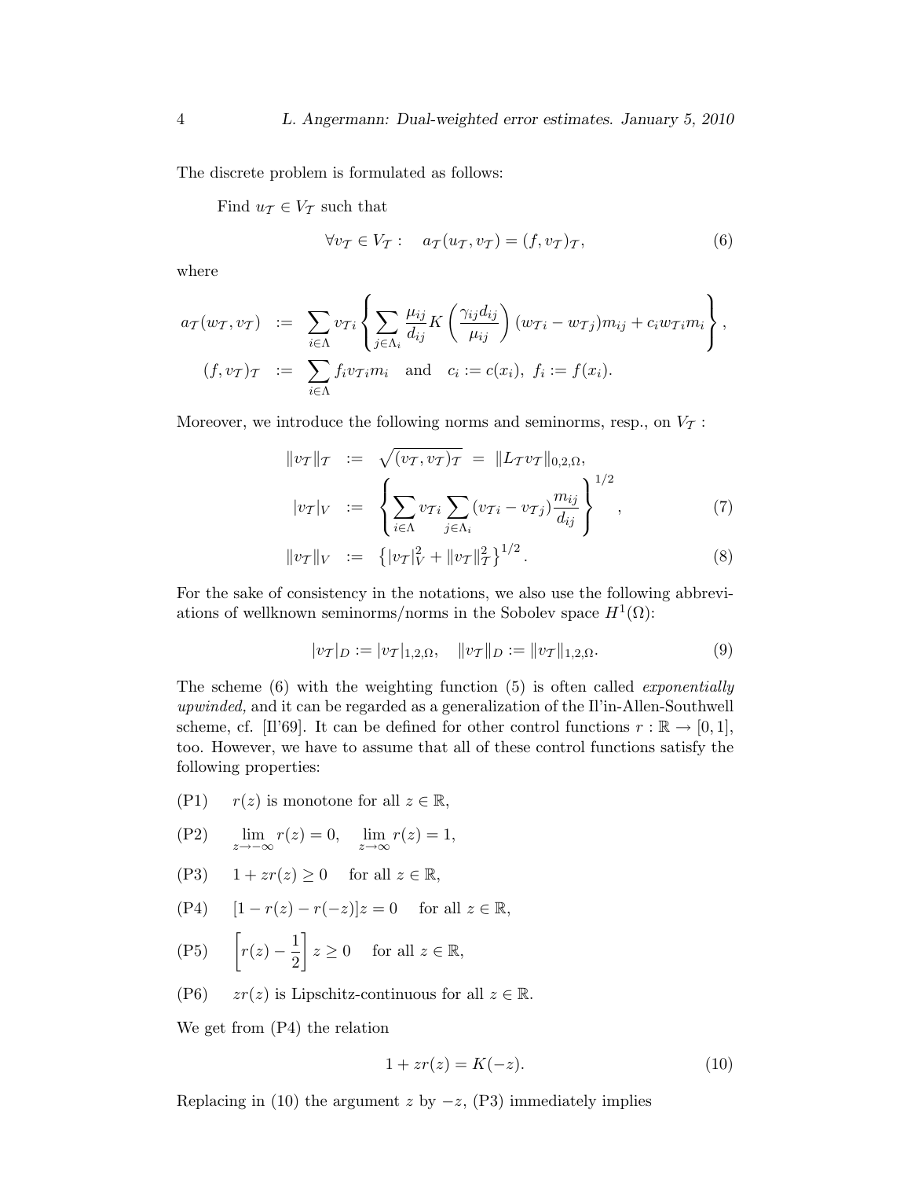The discrete problem is formulated as follows:

Find $u_\mathcal{T} \in V_\mathcal{T}$ such that

$$\forall v_\mathcal{T} \in V_\mathcal{T} : \quad a_\mathcal{T}(u_\mathcal{T}, v_\mathcal{T}) = (f, v_\mathcal{T})_\mathcal{T}, \tag{6}$$

where

$$\begin{aligned}
a_\mathcal{T}(w_\mathcal{T}, v_\mathcal{T}) &:= \sum_{i\in\Lambda} v_{\mathcal{T}i} \left\{ \sum_{j\in\Lambda_i} \frac{\mu_{ij}}{d_{ij}} K\left(\frac{\gamma_{ij} d_{ij}}{\mu_{ij}}\right)(w_{\mathcal{T}i} - w_{\mathcal{T}j}) m_{ij} + c_i w_{\mathcal{T}i} m_i \right\}, \\
(f, v_\mathcal{T})_\mathcal{T} &:= \sum_{i\in\Lambda} f_i v_{\mathcal{T}i} m_i \quad \text{and} \quad c_i := c(x_i), \; f_i := f(x_i).
\end{aligned}$$

Moreover, we introduce the following norms and seminorms, resp., on $V_\mathcal{T}$ :

$$\begin{aligned}
\|v_\mathcal{T}\|_\mathcal{T} &:= \sqrt{(v_\mathcal{T}, v_\mathcal{T})_\mathcal{T}} = \|L_\mathcal{T} v_\mathcal{T}\|_{0,2,\Omega}, \\
|v_\mathcal{T}|_V &:= \left\{ \sum_{i\in\Lambda} v_{\mathcal{T}i} \sum_{j\in\Lambda_i} (v_{\mathcal{T}i} - v_{\mathcal{T}j}) \frac{m_{ij}}{d_{ij}} \right\}^{1/2}, \qquad (7) \\
\|v_\mathcal{T}\|_V &:= \left\{ |v_\mathcal{T}|_V^2 + \|v_\mathcal{T}\|_\mathcal{T}^2 \right\}^{1/2}. \qquad (8)
\end{aligned}$$

For the sake of consistency in the notations, we also use the following abbreviations of wellknown seminorms/norms in the Sobolev space $H^1(\Omega)$:

$$|v_\mathcal{T}|_D := |v_\mathcal{T}|_{1,2,\Omega}, \quad \|v_\mathcal{T}\|_D := \|v_\mathcal{T}\|_{1,2,\Omega}. \tag{9}$$

The scheme (6) with the weighting function (5) is often called *exponentially upwinded,* and it can be regarded as a generalization of the Il'in-Allen-Southwell scheme, cf. [Il'69]. It can be defined for other control functions $r : \mathbb{R} \to [0, 1]$, too. However, we have to assume that all of these control functions satisfy the following properties:

(P1) $\quad r(z)$ is monotone for all $z \in \mathbb{R}$,

(P2) $\quad \lim_{z\to-\infty} r(z) = 0, \quad \lim_{z\to\infty} r(z) = 1,$

(P3) $\quad 1 + zr(z) \geq 0 \quad$ for all $z \in \mathbb{R}$,

(P4) $\quad [1 - r(z) - r(-z)]z = 0 \quad$ for all $z \in \mathbb{R}$,

(P5) $\quad \left[r(z) - \frac{1}{2}\right] z \geq 0 \quad$ for all $z \in \mathbb{R}$,

(P6) $\quad zr(z)$ is Lipschitz-continuous for all $z \in \mathbb{R}$.

We get from (P4) the relation

$$1 + zr(z) = K(-z). \tag{10}$$

Replacing in (10) the argument $z$ by $-z$, (P3) immediately implies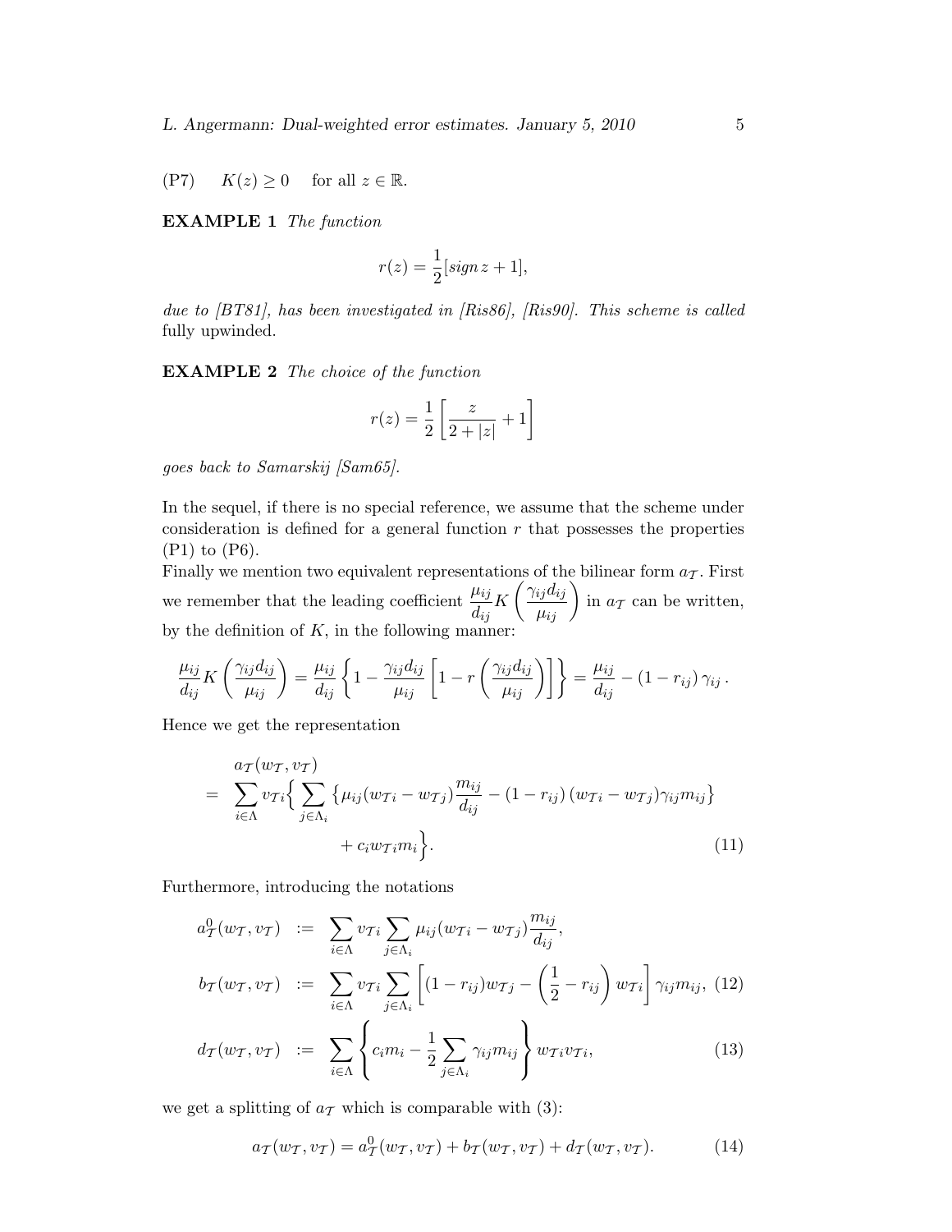(P7) $\quad K(z) \geq 0 \quad$ for all $z \in \mathbb{R}$.

**EXAMPLE 1** *The function*

$$r(z) = \frac{1}{2}[\mathit{sign}\, z + 1],$$

*due to [BT81], has been investigated in [Ris86], [Ris90]. This scheme is called* fully upwinded.

**EXAMPLE 2** *The choice of the function*

$$r(z) = \frac{1}{2}\left[\frac{z}{2 + |z|} + 1\right]$$

*goes back to Samarskij [Sam65].*

In the sequel, if there is no special reference, we assume that the scheme under consideration is defined for a general function $r$ that possesses the properties (P1) to (P6).

Finally we mention two equivalent representations of the bilinear form $a_{\mathcal{T}}$. First we remember that the leading coefficient $\dfrac{\mu_{ij}}{d_{ij}} K\left(\dfrac{\gamma_{ij} d_{ij}}{\mu_{ij}}\right)$ in $a_{\mathcal{T}}$ can be written, by the definition of $K$, in the following manner:

$$\frac{\mu_{ij}}{d_{ij}} K\left(\frac{\gamma_{ij} d_{ij}}{\mu_{ij}}\right) = \frac{\mu_{ij}}{d_{ij}} \left\{1 - \frac{\gamma_{ij} d_{ij}}{\mu_{ij}} \left[1 - r\left(\frac{\gamma_{ij} d_{ij}}{\mu_{ij}}\right)\right]\right\} = \frac{\mu_{ij}}{d_{ij}} - (1 - r_{ij})\, \gamma_{ij}\,.$$

Hence we get the representation

$$\begin{aligned}
& a_{\mathcal{T}}(w_{\mathcal{T}}, v_{\mathcal{T}}) \\
= \;& \sum_{i \in \Lambda} v_{\mathcal{T}i} \Big\{ \sum_{j \in \Lambda_i} \left\{ \mu_{ij}(w_{\mathcal{T}i} - w_{\mathcal{T}j}) \frac{m_{ij}}{d_{ij}} - (1 - r_{ij})\,(w_{\mathcal{T}i} - w_{\mathcal{T}j}) \gamma_{ij} m_{ij} \right\} \\
& \qquad + c_i w_{\mathcal{T}i} m_i \Big\}. \qquad (11)
\end{aligned}$$

Furthermore, introducing the notations

$$\begin{aligned}
a_{\mathcal{T}}^0(w_{\mathcal{T}}, v_{\mathcal{T}}) &:= \sum_{i \in \Lambda} v_{\mathcal{T}i} \sum_{j \in \Lambda_i} \mu_{ij}(w_{\mathcal{T}i} - w_{\mathcal{T}j}) \frac{m_{ij}}{d_{ij}}, \\
b_{\mathcal{T}}(w_{\mathcal{T}}, v_{\mathcal{T}}) &:= \sum_{i \in \Lambda} v_{\mathcal{T}i} \sum_{j \in \Lambda_i} \left[(1 - r_{ij}) w_{\mathcal{T}j} - \left(\frac{1}{2} - r_{ij}\right) w_{\mathcal{T}i}\right] \gamma_{ij} m_{ij}, \quad (12) \\
d_{\mathcal{T}}(w_{\mathcal{T}}, v_{\mathcal{T}}) &:= \sum_{i \in \Lambda} \left\{ c_i m_i - \frac{1}{2} \sum_{j \in \Lambda_i} \gamma_{ij} m_{ij} \right\} w_{\mathcal{T}i} v_{\mathcal{T}i}, \quad (13)
\end{aligned}$$

we get a splitting of $a_{\mathcal{T}}$ which is comparable with (3):

$$a_{\mathcal{T}}(w_{\mathcal{T}}, v_{\mathcal{T}}) = a_{\mathcal{T}}^0(w_{\mathcal{T}}, v_{\mathcal{T}}) + b_{\mathcal{T}}(w_{\mathcal{T}}, v_{\mathcal{T}}) + d_{\mathcal{T}}(w_{\mathcal{T}}, v_{\mathcal{T}}). \qquad (14)$$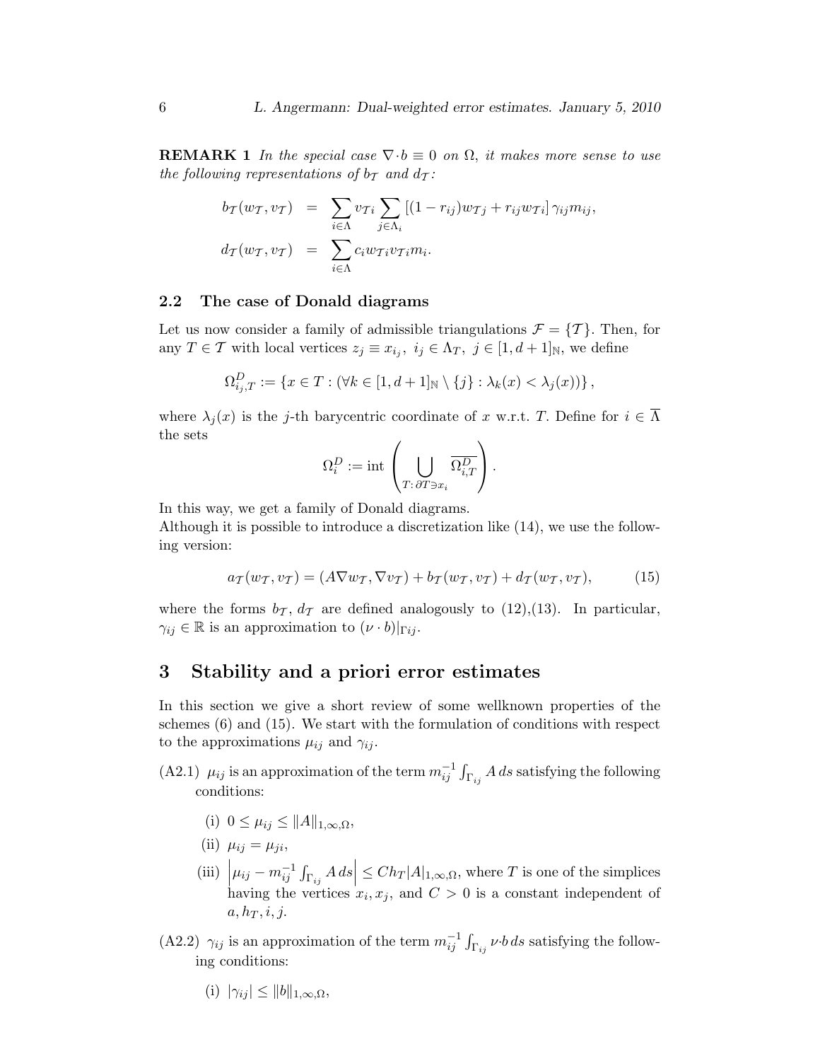**REMARK 1** *In the special case $\nabla \cdot b \equiv 0$ on $\Omega$, it makes more sense to use the following representations of $b_{\mathcal{T}}$ and $d_{\mathcal{T}}$:*

$$
\begin{aligned}
b_{\mathcal{T}}(w_{\mathcal{T}}, v_{\mathcal{T}}) &= \sum_{i \in \Lambda} v_{\mathcal{T}i} \sum_{j \in \Lambda_i} \left[(1 - r_{ij}) w_{\mathcal{T}j} + r_{ij} w_{\mathcal{T}i}\right] \gamma_{ij} m_{ij}, \\
d_{\mathcal{T}}(w_{\mathcal{T}}, v_{\mathcal{T}}) &= \sum_{i \in \Lambda} c_i w_{\mathcal{T}i} v_{\mathcal{T}i} m_i.
\end{aligned}
$$

### 2.2 The case of Donald diagrams

Let us now consider a family of admissible triangulations $\mathcal{F} = \{\mathcal{T}\}$. Then, for any $T \in \mathcal{T}$ with local vertices $z_j \equiv x_{i_j}$, $i_j \in \Lambda_T$, $j \in [1, d+1]_{\mathbb{N}}$, we define

$$
\Omega^D_{i_j,T} := \left\{ x \in T : (\forall k \in [1, d+1]_{\mathbb{N}} \setminus \{j\} : \lambda_k(x) < \lambda_j(x)) \right\},
$$

where $\lambda_j(x)$ is the $j$-th barycentric coordinate of $x$ w.r.t. $T$. Define for $i \in \overline{\Lambda}$ the sets

$$
\Omega^D_i := \operatorname{int} \left( \bigcup_{T :\, \partial T \ni x_i} \overline{\Omega^D_{i,T}} \right).
$$

In this way, we get a family of Donald diagrams.
Although it is possible to introduce a discretization like (14), we use the following version:

$$
a_{\mathcal{T}}(w_{\mathcal{T}}, v_{\mathcal{T}}) = (A \nabla w_{\mathcal{T}}, \nabla v_{\mathcal{T}}) + b_{\mathcal{T}}(w_{\mathcal{T}}, v_{\mathcal{T}}) + d_{\mathcal{T}}(w_{\mathcal{T}}, v_{\mathcal{T}}), \tag{15}
$$

where the forms $b_{\mathcal{T}}$, $d_{\mathcal{T}}$ are defined analogously to (12),(13). In particular, $\gamma_{ij} \in \mathbb{R}$ is an approximation to $(\nu \cdot b)|_{\Gamma ij}$.

## 3 Stability and a priori error estimates

In this section we give a short review of some wellknown properties of the schemes (6) and (15). We start with the formulation of conditions with respect to the approximations $\mu_{ij}$ and $\gamma_{ij}$.

(A2.1) $\mu_{ij}$ is an approximation of the term $m_{ij}^{-1} \int_{\Gamma_{ij}} A \, ds$ satisfying the following conditions:

- (i) $0 \le \mu_{ij} \le \|A\|_{1,\infty,\Omega}$,
- (ii) $\mu_{ij} = \mu_{ji}$,
- (iii) $\left| \mu_{ij} - m_{ij}^{-1} \int_{\Gamma_{ij}} A \, ds \right| \le C h_T |A|_{1,\infty,\Omega}$, where $T$ is one of the simplices having the vertices $x_i, x_j$, and $C > 0$ is a constant independent of $a, h_T, i, j$.

(A2.2) $\gamma_{ij}$ is an approximation of the term $m_{ij}^{-1} \int_{\Gamma_{ij}} \nu \cdot b \, ds$ satisfying the following conditions:

- (i) $|\gamma_{ij}| \le \|b\|_{1,\infty,\Omega}$,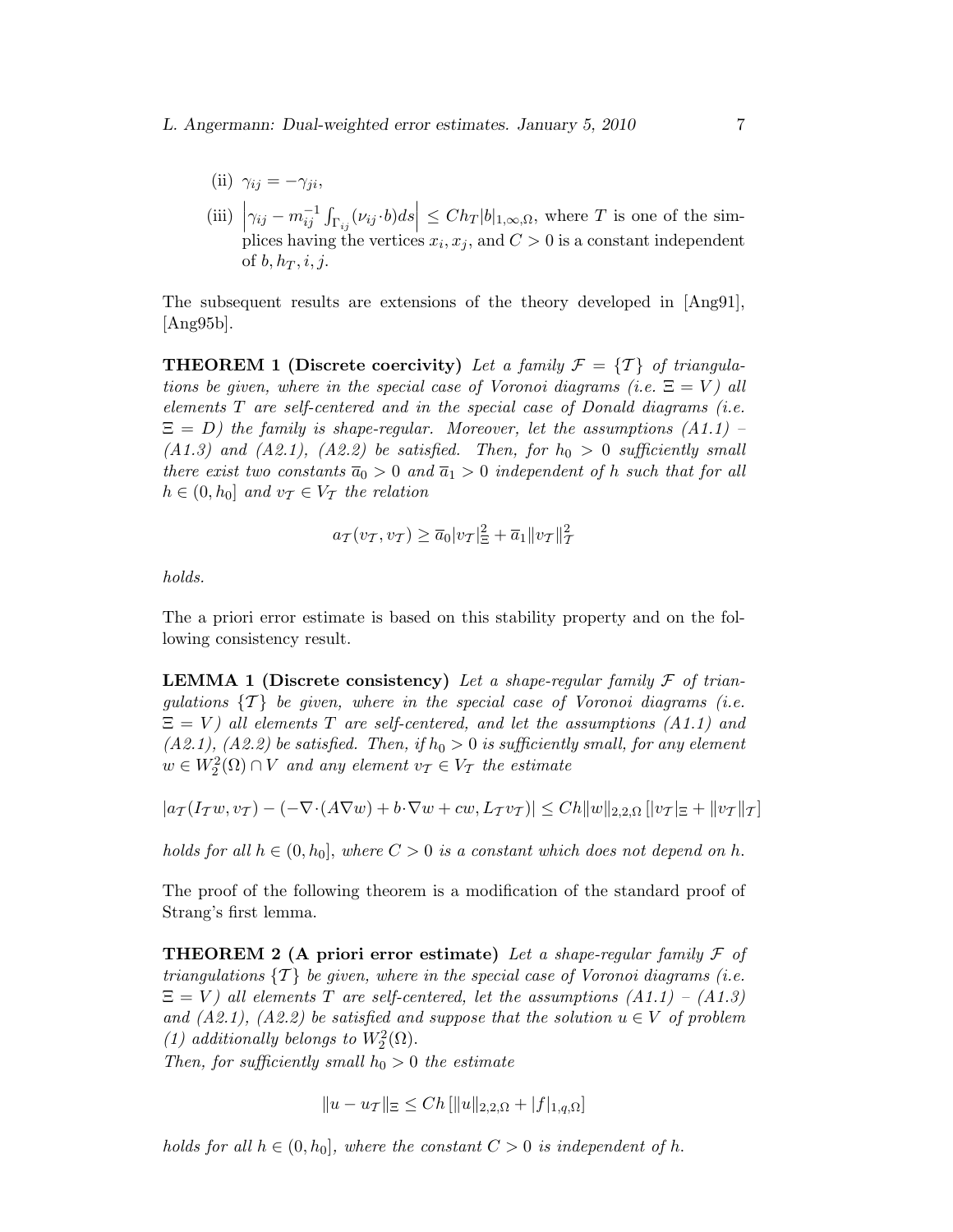(ii) $\gamma_{ij} = -\gamma_{ji}$,

(iii) $\left|\gamma_{ij} - m_{ij}^{-1} \int_{\Gamma_{ij}} (\nu_{ij} \cdot b) ds\right| \leq C h_T |b|_{1,\infty,\Omega}$, where $T$ is one of the simplices having the vertices $x_i, x_j$, and $C > 0$ is a constant independent of $b, h_T, i, j$.

The subsequent results are extensions of the theory developed in [Ang91], [Ang95b].

**THEOREM 1 (Discrete coercivity)** *Let a family $\mathcal{F} = \{\mathcal{T}\}$ of triangulations be given, where in the special case of Voronoi diagrams (i.e. $\Xi = V$) all elements $T$ are self-centered and in the special case of Donald diagrams (i.e. $\Xi = D$) the family is shape-regular. Moreover, let the assumptions (A1.1) – (A1.3) and (A2.1), (A2.2) be satisfied. Then, for $h_0 > 0$ sufficiently small there exist two constants $\overline{a}_0 > 0$ and $\overline{a}_1 > 0$ independent of $h$ such that for all $h \in (0, h_0]$ and $v_\mathcal{T} \in V_\mathcal{T}$ the relation*

$$a_\mathcal{T}(v_\mathcal{T}, v_\mathcal{T}) \geq \overline{a}_0 |v_\mathcal{T}|_\Xi^2 + \overline{a}_1 \|v_\mathcal{T}\|_\mathcal{T}^2$$

*holds.*

The a priori error estimate is based on this stability property and on the following consistency result.

**LEMMA 1 (Discrete consistency)** *Let a shape-regular family $\mathcal{F}$ of triangulations $\{\mathcal{T}\}$ be given, where in the special case of Voronoi diagrams (i.e. $\Xi = V$) all elements $T$ are self-centered, and let the assumptions (A1.1) and (A2.1), (A2.2) be satisfied. Then, if $h_0 > 0$ is sufficiently small, for any element $w \in W_2^2(\Omega) \cap V$ and any element $v_\mathcal{T} \in V_\mathcal{T}$ the estimate*

$$|a_\mathcal{T}(I_\mathcal{T} w, v_\mathcal{T}) - (-\nabla\cdot(A\nabla w) + b\cdot\nabla w + cw, L_\mathcal{T} v_\mathcal{T})| \leq Ch\|w\|_{2,2,\Omega}\left[|v_\mathcal{T}|_\Xi + \|v_\mathcal{T}\|_\mathcal{T}\right]$$

*holds for all $h \in (0, h_0]$, where $C > 0$ is a constant which does not depend on $h$.*

The proof of the following theorem is a modification of the standard proof of Strang's first lemma.

**THEOREM 2 (A priori error estimate)** *Let a shape-regular family $\mathcal{F}$ of triangulations $\{\mathcal{T}\}$ be given, where in the special case of Voronoi diagrams (i.e. $\Xi = V$) all elements $T$ are self-centered, let the assumptions (A1.1) – (A1.3) and (A2.1), (A2.2) be satisfied and suppose that the solution $u \in V$ of problem (1) additionally belongs to $W_2^2(\Omega)$.*

*Then, for sufficiently small $h_0 > 0$ the estimate*

$$\|u - u_\mathcal{T}\|_\Xi \leq Ch\left[\|u\|_{2,2,\Omega} + |f|_{1,q,\Omega}\right]$$

*holds for all $h \in (0, h_0]$, where the constant $C > 0$ is independent of $h$.*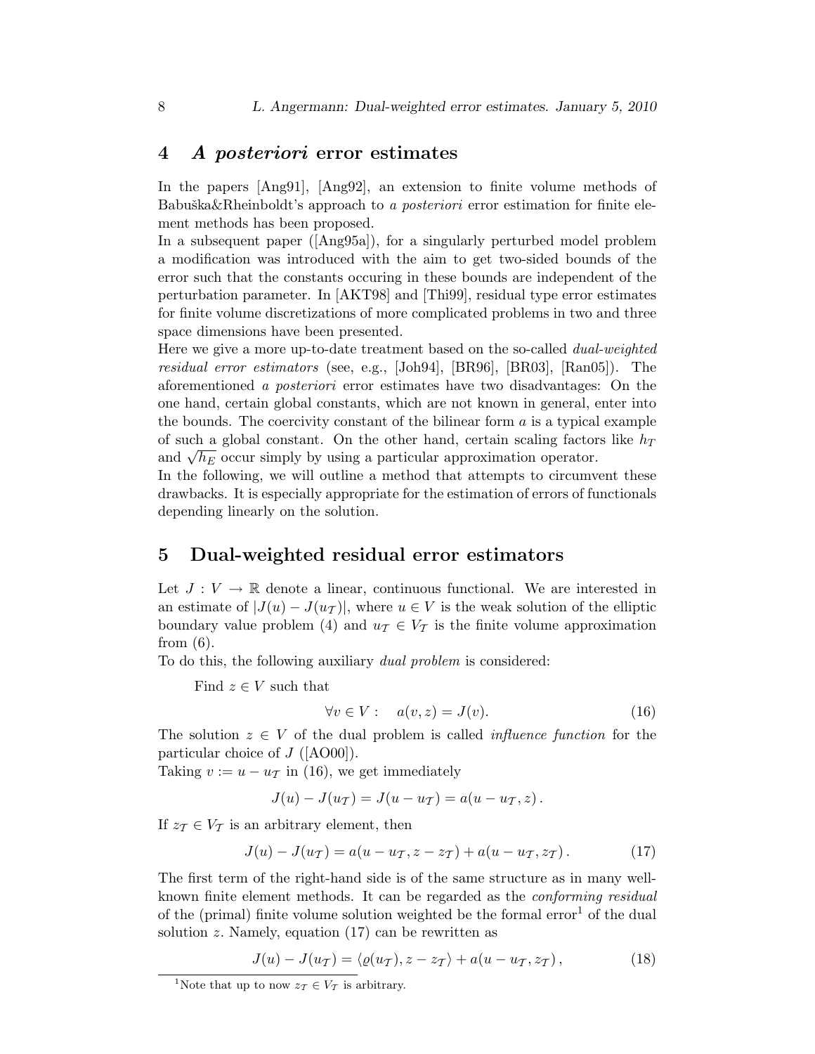## 4 *A posteriori* error estimates

In the papers [Ang91], [Ang92], an extension to finite volume methods of Babuška&Rheinboldt's approach to *a posteriori* error estimation for finite element methods has been proposed.

In a subsequent paper ([Ang95a]), for a singularly perturbed model problem a modification was introduced with the aim to get two-sided bounds of the error such that the constants occuring in these bounds are independent of the perturbation parameter. In [AKT98] and [Thi99], residual type error estimates for finite volume discretizations of more complicated problems in two and three space dimensions have been presented.

Here we give a more up-to-date treatment based on the so-called *dual-weighted residual error estimators* (see, e.g., [Joh94], [BR96], [BR03], [Ran05]). The aforementioned *a posteriori* error estimates have two disadvantages: On the one hand, certain global constants, which are not known in general, enter into the bounds. The coercivity constant of the bilinear form $a$ is a typical example of such a global constant. On the other hand, certain scaling factors like $h_T$ and $\sqrt{h_E}$ occur simply by using a particular approximation operator.

In the following, we will outline a method that attempts to circumvent these drawbacks. It is especially appropriate for the estimation of errors of functionals depending linearly on the solution.

## 5 Dual-weighted residual error estimators

Let $J : V \to \mathbb{R}$ denote a linear, continuous functional. We are interested in an estimate of $|J(u) - J(u_{\mathcal{T}})|$, where $u \in V$ is the weak solution of the elliptic boundary value problem (4) and $u_{\mathcal{T}} \in V_{\mathcal{T}}$ is the finite volume approximation from (6).

To do this, the following auxiliary *dual problem* is considered:

Find $z \in V$ such that

$$\forall v \in V : \quad a(v, z) = J(v). \tag{16}$$

The solution $z \in V$ of the dual problem is called *influence function* for the particular choice of $J$ ([AO00]).

Taking $v := u - u_{\mathcal{T}}$ in (16), we get immediately

$$J(u) - J(u_{\mathcal{T}}) = J(u - u_{\mathcal{T}}) = a(u - u_{\mathcal{T}}, z) \,.$$

If $z_{\mathcal{T}} \in V_{\mathcal{T}}$ is an arbitrary element, then

$$J(u) - J(u_{\mathcal{T}}) = a(u - u_{\mathcal{T}}, z - z_{\mathcal{T}}) + a(u - u_{\mathcal{T}}, z_{\mathcal{T}}) \,. \tag{17}$$

The first term of the right-hand side is of the same structure as in many well-known finite element methods. It can be regarded as the *conforming residual* of the (primal) finite volume solution weighted be the formal error[1] of the dual solution $z$. Namely, equation (17) can be rewritten as

$$J(u) - J(u_{\mathcal{T}}) = \langle \varrho(u_{\mathcal{T}}), z - z_{\mathcal{T}} \rangle + a(u - u_{\mathcal{T}}, z_{\mathcal{T}}) \,, \tag{18}$$

[1] Note that up to now $z_{\mathcal{T}} \in V_{\mathcal{T}}$ is arbitrary.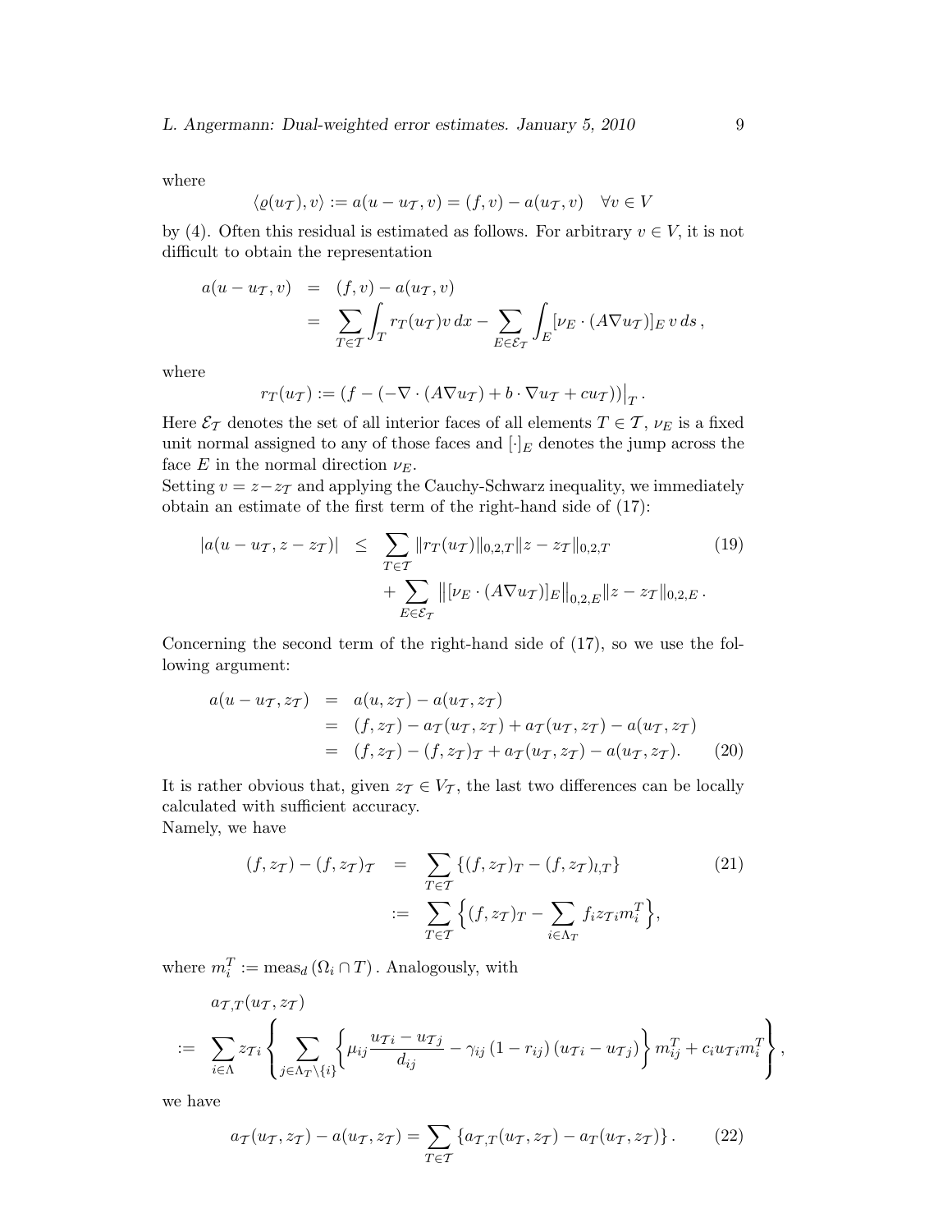where

$$\langle \varrho(u_{\mathcal{T}}), v\rangle := a(u - u_{\mathcal{T}}, v) = (f, v) - a(u_{\mathcal{T}}, v) \quad \forall v \in V$$

by (4). Often this residual is estimated as follows. For arbitrary $v \in V$, it is not difficult to obtain the representation

$$\begin{aligned} a(u - u_{\mathcal{T}}, v) &= (f, v) - a(u_{\mathcal{T}}, v) \\ &= \sum_{T\in\mathcal{T}} \int_T r_T(u_{\mathcal{T}}) v \, dx - \sum_{E\in\mathcal{E}_{\mathcal{T}}} \int_E [\nu_E \cdot (A\nabla u_{\mathcal{T}})]_E \, v \, ds \,, \end{aligned}$$

where

$$r_T(u_{\mathcal{T}}) := \left(f - (-\nabla\cdot(A\nabla u_{\mathcal{T}}) + b\cdot\nabla u_{\mathcal{T}} + c u_{\mathcal{T}})\right)\big|_T \,.$$

Here $\mathcal{E}_{\mathcal{T}}$ denotes the set of all interior faces of all elements $T \in \mathcal{T}$, $\nu_E$ is a fixed unit normal assigned to any of those faces and $[\cdot]_E$ denotes the jump across the face $E$ in the normal direction $\nu_E$.
Setting $v = z - z_{\mathcal{T}}$ and applying the Cauchy-Schwarz inequality, we immediately obtain an estimate of the first term of the right-hand side of (17):

$$\begin{aligned} |a(u - u_{\mathcal{T}}, z - z_{\mathcal{T}})| \;&\le\; \sum_{T\in\mathcal{T}} \|r_T(u_{\mathcal{T}})\|_{0,2,T} \|z - z_{\mathcal{T}}\|_{0,2,T} \\ &\quad + \sum_{E\in\mathcal{E}_{\mathcal{T}}} \left\|[\nu_E \cdot (A\nabla u_{\mathcal{T}})]_E\right\|_{0,2,E} \|z - z_{\mathcal{T}}\|_{0,2,E} \,. \end{aligned} \tag{19}$$

Concerning the second term of the right-hand side of (17), so we use the following argument:

$$\begin{aligned} a(u - u_{\mathcal{T}}, z_{\mathcal{T}}) &= a(u, z_{\mathcal{T}}) - a(u_{\mathcal{T}}, z_{\mathcal{T}}) \\ &= (f, z_{\mathcal{T}}) - a_{\mathcal{T}}(u_{\mathcal{T}}, z_{\mathcal{T}}) + a_{\mathcal{T}}(u_{\mathcal{T}}, z_{\mathcal{T}}) - a(u_{\mathcal{T}}, z_{\mathcal{T}}) \\ &= (f, z_{\mathcal{T}}) - (f, z_{\mathcal{T}})_{\mathcal{T}} + a_{\mathcal{T}}(u_{\mathcal{T}}, z_{\mathcal{T}}) - a(u_{\mathcal{T}}, z_{\mathcal{T}}). \end{aligned} \tag{20}$$

It is rather obvious that, given $z_{\mathcal{T}} \in V_{\mathcal{T}}$, the last two differences can be locally calculated with sufficient accuracy.
Namely, we have

$$\begin{aligned} (f, z_{\mathcal{T}}) - (f, z_{\mathcal{T}})_{\mathcal{T}} &= \sum_{T\in\mathcal{T}} \left\{(f, z_{\mathcal{T}})_T - (f, z_{\mathcal{T}})_{l,T}\right\} \\ &:= \sum_{T\in\mathcal{T}} \Big\{(f, z_{\mathcal{T}})_T - \sum_{i\in\Lambda_T} f_i z_{\mathcal{T}i} m_i^T\Big\}, \end{aligned} \tag{21}$$

where $m_i^T := \operatorname{meas}_d(\Omega_i \cap T)$. Analogously, with

$$\begin{aligned} &a_{\mathcal{T},T}(u_{\mathcal{T}}, z_{\mathcal{T}}) \\ :=\; &\sum_{i\in\Lambda} z_{\mathcal{T}i} \left\{ \sum_{j\in\Lambda_T\setminus\{i\}} \left\{ \mu_{ij} \frac{u_{\mathcal{T}i} - u_{\mathcal{T}j}}{d_{ij}} - \gamma_{ij}\,(1 - r_{ij})\,(u_{\mathcal{T}i} - u_{\mathcal{T}j}) \right\} m_{ij}^T + c_i u_{\mathcal{T}i} m_i^T \right\}, \end{aligned}$$

we have

$$a_{\mathcal{T}}(u_{\mathcal{T}}, z_{\mathcal{T}}) - a(u_{\mathcal{T}}, z_{\mathcal{T}}) = \sum_{T\in\mathcal{T}} \left\{a_{\mathcal{T},T}(u_{\mathcal{T}}, z_{\mathcal{T}}) - a_T(u_{\mathcal{T}}, z_{\mathcal{T}})\right\}. \tag{22}$$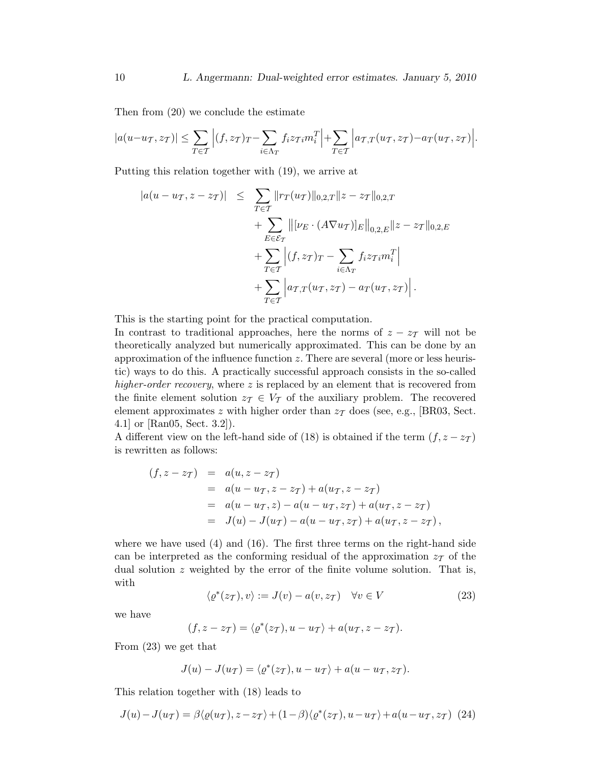Then from (20) we conclude the estimate

$$|a(u-u_{\mathcal{T}}, z_{\mathcal{T}})| \leq \sum_{T\in\mathcal{T}} \Big|(f, z_{\mathcal{T}})_T - \sum_{i\in\Lambda_T} f_i z_{\mathcal{T}i} m_i^T\Big| + \sum_{T\in\mathcal{T}} \Big|a_{\mathcal{T},T}(u_{\mathcal{T}}, z_{\mathcal{T}}) - a_T(u_{\mathcal{T}}, z_{\mathcal{T}})\Big|.$$

Putting this relation together with (19), we arrive at

$$\begin{aligned}
|a(u-u_{\mathcal{T}}, z-z_{\mathcal{T}})| \leq & \sum_{T\in\mathcal{T}} \|r_T(u_{\mathcal{T}})\|_{0,2,T} \|z-z_{\mathcal{T}}\|_{0,2,T} \\
& + \sum_{E\in\mathcal{E}_{\mathcal{T}}} \big\|[\nu_E \cdot (A\nabla u_{\mathcal{T}})]_E\big\|_{0,2,E} \|z-z_{\mathcal{T}}\|_{0,2,E} \\
& + \sum_{T\in\mathcal{T}} \Big|(f, z_{\mathcal{T}})_T - \sum_{i\in\Lambda_T} f_i z_{\mathcal{T}i} m_i^T\Big| \\
& + \sum_{T\in\mathcal{T}} \Big|a_{\mathcal{T},T}(u_{\mathcal{T}}, z_{\mathcal{T}}) - a_T(u_{\mathcal{T}}, z_{\mathcal{T}})\Big|.
\end{aligned}$$

This is the starting point for the practical computation.
In contrast to traditional approaches, here the norms of $z - z_{\mathcal{T}}$ will not be theoretically analyzed but numerically approximated. This can be done by an approximation of the influence function $z$. There are several (more or less heuristic) ways to do this. A practically successful approach consists in the so-called *higher-order recovery*, where $z$ is replaced by an element that is recovered from the finite element solution $z_{\mathcal{T}} \in V_{\mathcal{T}}$ of the auxiliary problem. The recovered element approximates $z$ with higher order than $z_{\mathcal{T}}$ does (see, e.g., [BR03, Sect. 4.1] or [Ran05, Sect. 3.2]).
A different view on the left-hand side of (18) is obtained if the term $(f, z - z_{\mathcal{T}})$ is rewritten as follows:

$$\begin{aligned}
(f, z-z_{\mathcal{T}}) &= a(u, z-z_{\mathcal{T}}) \\
&= a(u-u_{\mathcal{T}}, z-z_{\mathcal{T}}) + a(u_{\mathcal{T}}, z-z_{\mathcal{T}}) \\
&= a(u-u_{\mathcal{T}}, z) - a(u-u_{\mathcal{T}}, z_{\mathcal{T}}) + a(u_{\mathcal{T}}, z-z_{\mathcal{T}}) \\
&= J(u) - J(u_{\mathcal{T}}) - a(u-u_{\mathcal{T}}, z_{\mathcal{T}}) + a(u_{\mathcal{T}}, z-z_{\mathcal{T}}),
\end{aligned}$$

where we have used (4) and (16). The first three terms on the right-hand side can be interpreted as the conforming residual of the approximation $z_{\mathcal{T}}$ of the dual solution $z$ weighted by the error of the finite volume solution. That is, with

$$\langle \varrho^*(z_{\mathcal{T}}), v\rangle := J(v) - a(v, z_{\mathcal{T}}) \quad \forall v \in V \tag{23}$$

we have

$$(f, z-z_{\mathcal{T}}) = \langle \varrho^*(z_{\mathcal{T}}), u-u_{\mathcal{T}}\rangle + a(u_{\mathcal{T}}, z-z_{\mathcal{T}}).$$

From (23) we get that

$$J(u) - J(u_{\mathcal{T}}) = \langle \varrho^*(z_{\mathcal{T}}), u-u_{\mathcal{T}}\rangle + a(u-u_{\mathcal{T}}, z_{\mathcal{T}}).$$

This relation together with (18) leads to

$$J(u) - J(u_{\mathcal{T}}) = \beta\langle \varrho(u_{\mathcal{T}}), z-z_{\mathcal{T}}\rangle + (1-\beta)\langle \varrho^*(z_{\mathcal{T}}), u-u_{\mathcal{T}}\rangle + a(u-u_{\mathcal{T}}, z_{\mathcal{T}}) \tag{24}$$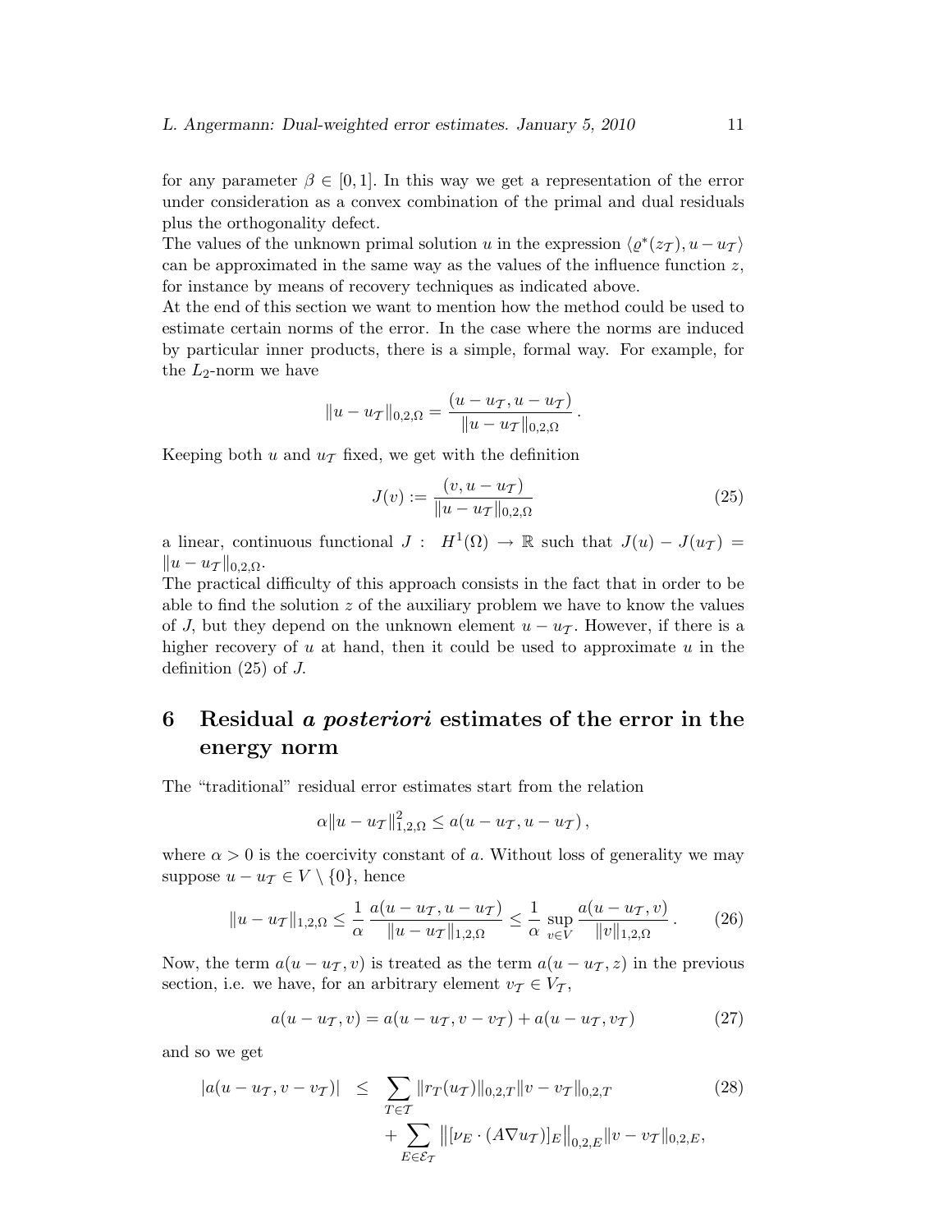for any parameter $\beta \in [0,1]$. In this way we get a representation of the error under consideration as a convex combination of the primal and dual residuals plus the orthogonality defect.

The values of the unknown primal solution $u$ in the expression $\langle \varrho^*(z_\mathcal{T}), u - u_\mathcal{T} \rangle$ can be approximated in the same way as the values of the influence function $z$, for instance by means of recovery techniques as indicated above.

At the end of this section we want to mention how the method could be used to estimate certain norms of the error. In the case where the norms are induced by particular inner products, there is a simple, formal way. For example, for the $L_2$-norm we have

$$\|u - u_\mathcal{T}\|_{0,2,\Omega} = \frac{(u - u_\mathcal{T}, u - u_\mathcal{T})}{\|u - u_\mathcal{T}\|_{0,2,\Omega}}\,.$$

Keeping both $u$ and $u_\mathcal{T}$ fixed, we get with the definition

$$J(v) := \frac{(v, u - u_\mathcal{T})}{\|u - u_\mathcal{T}\|_{0,2,\Omega}} \tag{25}$$

a linear, continuous functional $J: \; H^1(\Omega) \to \mathbb{R}$ such that $J(u) - J(u_\mathcal{T}) = \|u - u_\mathcal{T}\|_{0,2,\Omega}$.

The practical difficulty of this approach consists in the fact that in order to be able to find the solution $z$ of the auxiliary problem we have to know the values of $J$, but they depend on the unknown element $u - u_\mathcal{T}$. However, if there is a higher recovery of $u$ at hand, then it could be used to approximate $u$ in the definition (25) of $J$.

# 6 Residual *a posteriori* estimates of the error in the energy norm

The "traditional" residual error estimates start from the relation

$$\alpha \|u - u_\mathcal{T}\|^2_{1,2,\Omega} \le a(u - u_\mathcal{T}, u - u_\mathcal{T})\,,$$

where $\alpha > 0$ is the coercivity constant of $a$. Without loss of generality we may suppose $u - u_\mathcal{T} \in V \setminus \{0\}$, hence

$$\|u - u_\mathcal{T}\|_{1,2,\Omega} \le \frac{1}{\alpha}\,\frac{a(u - u_\mathcal{T}, u - u_\mathcal{T})}{\|u - u_\mathcal{T}\|_{1,2,\Omega}} \le \frac{1}{\alpha}\,\sup_{v \in V} \frac{a(u - u_\mathcal{T}, v)}{\|v\|_{1,2,\Omega}}\,. \tag{26}$$

Now, the term $a(u - u_\mathcal{T}, v)$ is treated as the term $a(u - u_\mathcal{T}, z)$ in the previous section, i.e. we have, for an arbitrary element $v_\mathcal{T} \in V_\mathcal{T}$,

$$a(u - u_\mathcal{T}, v) = a(u - u_\mathcal{T}, v - v_\mathcal{T}) + a(u - u_\mathcal{T}, v_\mathcal{T}) \tag{27}$$

and so we get

$$\begin{aligned} |a(u - u_\mathcal{T}, v - v_\mathcal{T})| \;\le\; & \sum_{T \in \mathcal{T}} \|r_T(u_\mathcal{T})\|_{0,2,T} \|v - v_\mathcal{T}\|_{0,2,T} \\ & + \sum_{E \in \mathcal{E}_\mathcal{T}} \big\| [\nu_E \cdot (A \nabla u_\mathcal{T})]_E \big\|_{0,2,E} \|v - v_\mathcal{T}\|_{0,2,E}, \end{aligned} \tag{28}$$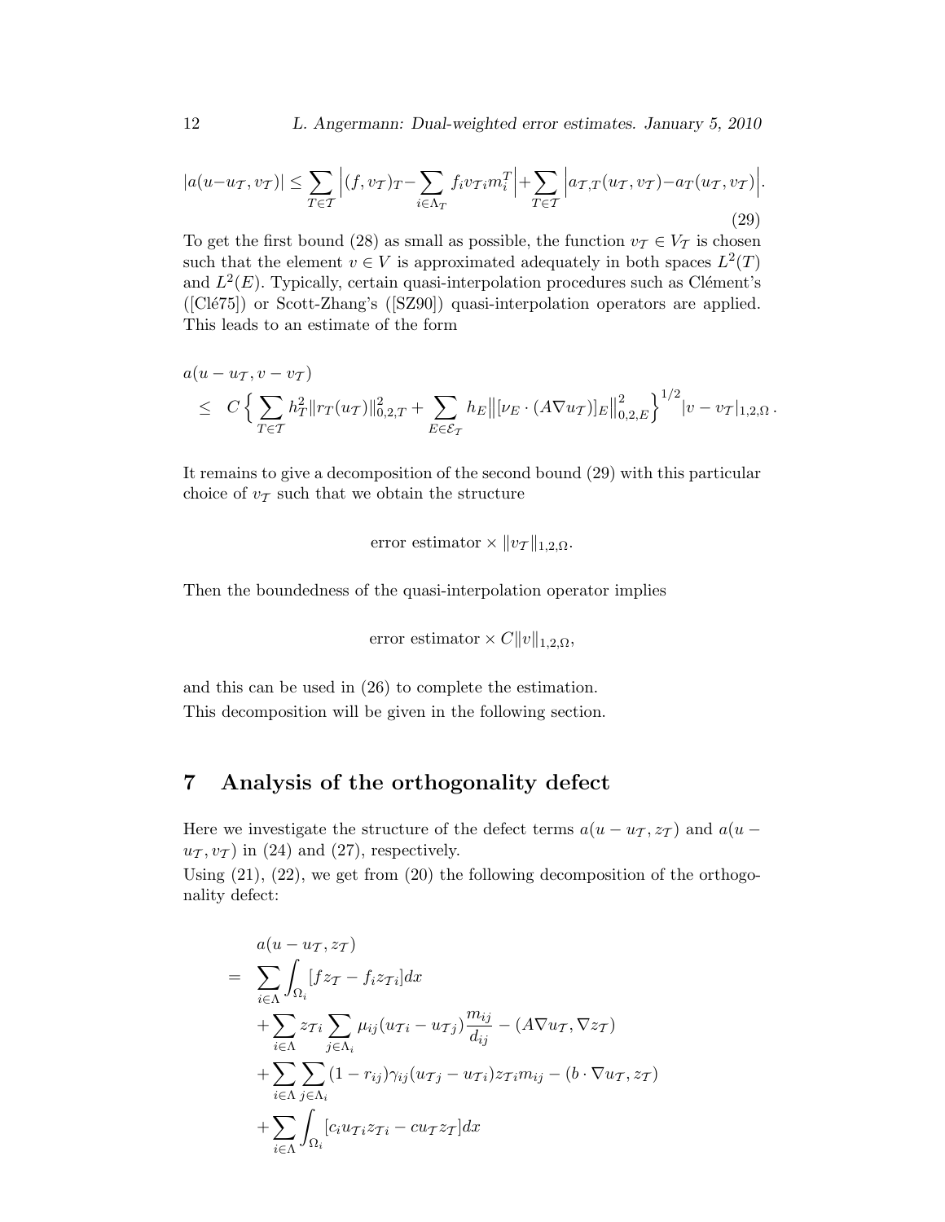$$|a(u-u_{\mathcal{T}}, v_{\mathcal{T}})| \leq \sum_{T\in\mathcal{T}} \Big|(f, v_{\mathcal{T}})_T - \sum_{i\in\Lambda_T} f_i v_{\mathcal{T}i} m_i^T\Big| + \sum_{T\in\mathcal{T}} \Big|a_{\mathcal{T},T}(u_{\mathcal{T}}, v_{\mathcal{T}}) - a_T(u_{\mathcal{T}}, v_{\mathcal{T}})\Big|. \tag{29}$$

To get the first bound (28) as small as possible, the function $v_{\mathcal{T}} \in V_{\mathcal{T}}$ is chosen such that the element $v \in V$ is approximated adequately in both spaces $L^2(T)$ and $L^2(E)$. Typically, certain quasi-interpolation procedures such as Clément's ([Clé75]) or Scott-Zhang's ([SZ90]) quasi-interpolation operators are applied. This leads to an estimate of the form

$$\begin{aligned} & a(u-u_{\mathcal{T}}, v-v_{\mathcal{T}}) \\ & \quad \leq \; C\Big\{\sum_{T\in\mathcal{T}} h_T^2 \|r_{\mathcal{T}}(u_{\mathcal{T}})\|_{0,2,T}^2 + \sum_{E\in\mathcal{E}_{\mathcal{T}}} h_E \big\|[\nu_E\cdot(A\nabla u_{\mathcal{T}})]_E\big\|_{0,2,E}^2\Big\}^{1/2} |v-v_{\mathcal{T}}|_{1,2,\Omega}\,. \end{aligned}$$

It remains to give a decomposition of the second bound (29) with this particular choice of $v_{\mathcal{T}}$ such that we obtain the structure

$$\text{error estimator} \times \|v_{\mathcal{T}}\|_{1,2,\Omega}.$$

Then the boundedness of the quasi-interpolation operator implies

$$\text{error estimator} \times C\|v\|_{1,2,\Omega},$$

and this can be used in (26) to complete the estimation.

This decomposition will be given in the following section.

## 7 Analysis of the orthogonality defect

Here we investigate the structure of the defect terms $a(u-u_{\mathcal{T}}, z_{\mathcal{T}})$ and $a(u-u_{\mathcal{T}}, v_{\mathcal{T}})$ in (24) and (27), respectively.

Using (21), (22), we get from (20) the following decomposition of the orthogonality defect:

$$\begin{aligned} & a(u-u_{\mathcal{T}}, z_{\mathcal{T}}) \\ = \; & \sum_{i\in\Lambda}\int_{\Omega_i}[f z_{\mathcal{T}} - f_i z_{\mathcal{T}i}]dx \\ & + \sum_{i\in\Lambda} z_{\mathcal{T}i}\sum_{j\in\Lambda_i}\mu_{ij}(u_{\mathcal{T}i}-u_{\mathcal{T}j})\frac{m_{ij}}{d_{ij}} - (A\nabla u_{\mathcal{T}}, \nabla z_{\mathcal{T}}) \\ & + \sum_{i\in\Lambda}\sum_{j\in\Lambda_i}(1-r_{ij})\gamma_{ij}(u_{\mathcal{T}j}-u_{\mathcal{T}i})z_{\mathcal{T}i}m_{ij} - (b\cdot\nabla u_{\mathcal{T}}, z_{\mathcal{T}}) \\ & + \sum_{i\in\Lambda}\int_{\Omega_i}[c_i u_{\mathcal{T}i} z_{\mathcal{T}i} - c u_{\mathcal{T}} z_{\mathcal{T}}]dx \end{aligned}$$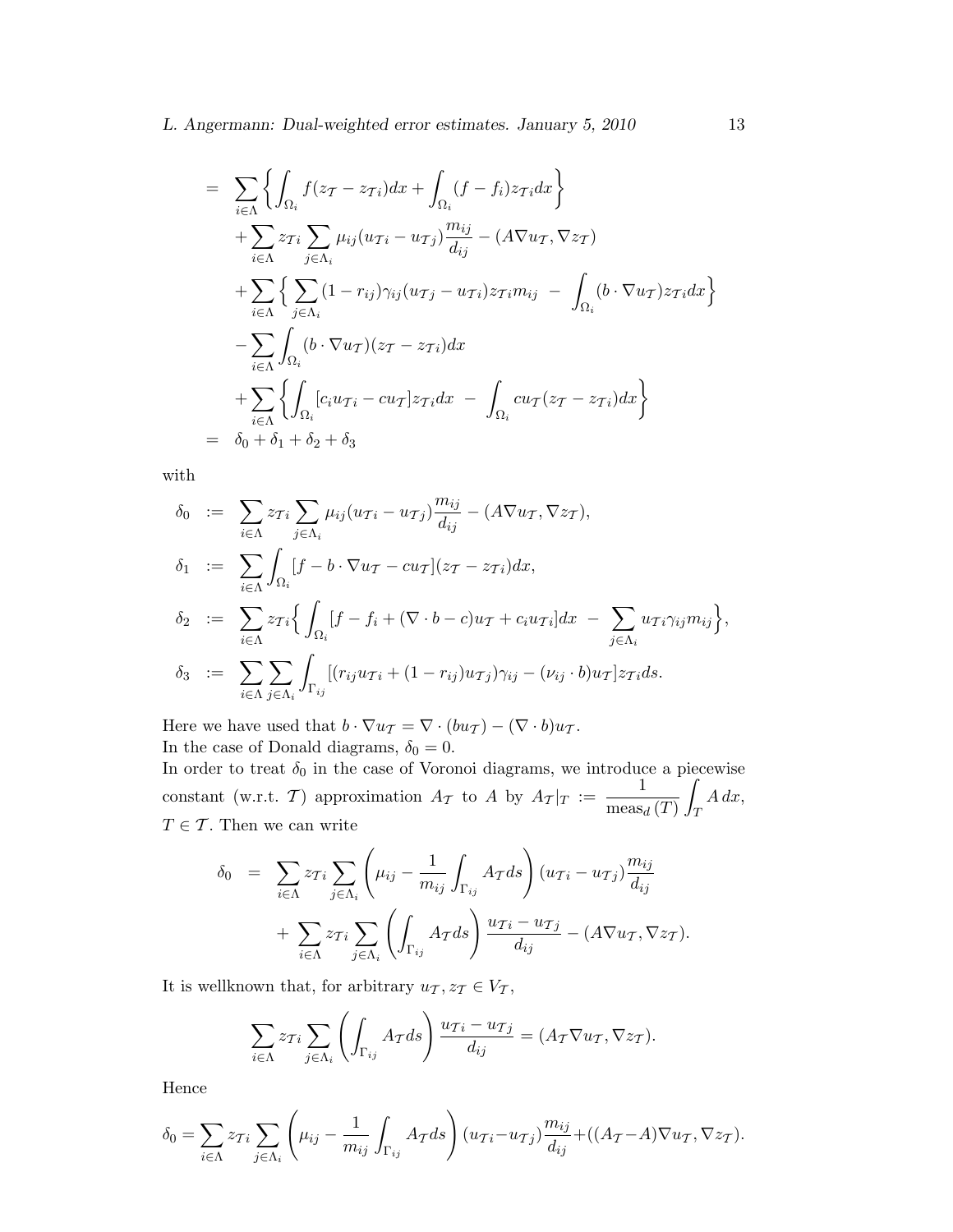$$
\begin{aligned}
&= \sum_{i\in\Lambda}\left\{\int_{\Omega_i} f(z_{\mathcal{T}} - z_{\mathcal{T}i})dx + \int_{\Omega_i}(f-f_i)z_{\mathcal{T}i}dx\right\} \\
&\quad + \sum_{i\in\Lambda} z_{\mathcal{T}i}\sum_{j\in\Lambda_i}\mu_{ij}(u_{\mathcal{T}i}-u_{\mathcal{T}j})\frac{m_{ij}}{d_{ij}} - (A\nabla u_{\mathcal{T}}, \nabla z_{\mathcal{T}}) \\
&\quad + \sum_{i\in\Lambda}\Big\{\sum_{j\in\Lambda_i}(1-r_{ij})\gamma_{ij}(u_{\mathcal{T}j}-u_{\mathcal{T}i})z_{\mathcal{T}i}m_{ij} \;-\; \int_{\Omega_i}(b\cdot\nabla u_{\mathcal{T}})z_{\mathcal{T}i}dx\Big\} \\
&\quad - \sum_{i\in\Lambda}\int_{\Omega_i}(b\cdot\nabla u_{\mathcal{T}})(z_{\mathcal{T}}-z_{\mathcal{T}i})dx \\
&\quad + \sum_{i\in\Lambda}\left\{\int_{\Omega_i}[c_i u_{\mathcal{T}i} - cu_{\mathcal{T}}]z_{\mathcal{T}i}dx \;-\; \int_{\Omega_i} cu_{\mathcal{T}}(z_{\mathcal{T}}-z_{\mathcal{T}i})dx\right\} \\
&= \delta_0 + \delta_1 + \delta_2 + \delta_3
\end{aligned}
$$

with

$$
\begin{aligned}
\delta_0 &:= \sum_{i\in\Lambda} z_{\mathcal{T}i}\sum_{j\in\Lambda_i}\mu_{ij}(u_{\mathcal{T}i}-u_{\mathcal{T}j})\frac{m_{ij}}{d_{ij}} - (A\nabla u_{\mathcal{T}}, \nabla z_{\mathcal{T}}), \\
\delta_1 &:= \sum_{i\in\Lambda}\int_{\Omega_i}[f - b\cdot\nabla u_{\mathcal{T}} - cu_{\mathcal{T}}](z_{\mathcal{T}}-z_{\mathcal{T}i})dx, \\
\delta_2 &:= \sum_{i\in\Lambda} z_{\mathcal{T}i}\Big\{\int_{\Omega_i}[f - f_i + (\nabla\cdot b - c)u_{\mathcal{T}} + c_i u_{\mathcal{T}i}]dx \;-\; \sum_{j\in\Lambda_i} u_{\mathcal{T}i}\gamma_{ij}m_{ij}\Big\}, \\
\delta_3 &:= \sum_{i\in\Lambda}\sum_{j\in\Lambda_i}\int_{\Gamma_{ij}}[(r_{ij}u_{\mathcal{T}i} + (1-r_{ij})u_{\mathcal{T}j})\gamma_{ij} - (\nu_{ij}\cdot b)u_{\mathcal{T}}]z_{\mathcal{T}i}ds.
\end{aligned}
$$

Here we have used that $b\cdot\nabla u_{\mathcal{T}} = \nabla\cdot(bu_{\mathcal{T}}) - (\nabla\cdot b)u_{\mathcal{T}}$.
In the case of Donald diagrams, $\delta_0 = 0$.
In order to treat $\delta_0$ in the case of Voronoi diagrams, we introduce a piecewise constant (w.r.t. $\mathcal{T}$) approximation $A_{\mathcal{T}}$ to $A$ by $A_{\mathcal{T}}|_T := \dfrac{1}{\mathrm{meas}_d\,(T)}\displaystyle\int_T A\,dx$, $T\in\mathcal{T}$. Then we can write

$$
\begin{aligned}
\delta_0 &= \sum_{i\in\Lambda} z_{\mathcal{T}i}\sum_{j\in\Lambda_i}\left(\mu_{ij} - \frac{1}{m_{ij}}\int_{\Gamma_{ij}} A_{\mathcal{T}}ds\right)(u_{\mathcal{T}i}-u_{\mathcal{T}j})\frac{m_{ij}}{d_{ij}} \\
&\quad + \sum_{i\in\Lambda} z_{\mathcal{T}i}\sum_{j\in\Lambda_i}\left(\int_{\Gamma_{ij}} A_{\mathcal{T}}ds\right)\frac{u_{\mathcal{T}i}-u_{\mathcal{T}j}}{d_{ij}} - (A\nabla u_{\mathcal{T}}, \nabla z_{\mathcal{T}}).
\end{aligned}
$$

It is wellknown that, for arbitrary $u_{\mathcal{T}}, z_{\mathcal{T}} \in V_{\mathcal{T}}$,

$$
\sum_{i\in\Lambda} z_{\mathcal{T}i}\sum_{j\in\Lambda_i}\left(\int_{\Gamma_{ij}} A_{\mathcal{T}}ds\right)\frac{u_{\mathcal{T}i}-u_{\mathcal{T}j}}{d_{ij}} = (A_{\mathcal{T}}\nabla u_{\mathcal{T}}, \nabla z_{\mathcal{T}}).
$$

Hence

$$
\delta_0 = \sum_{i\in\Lambda} z_{\mathcal{T}i}\sum_{j\in\Lambda_i}\left(\mu_{ij} - \frac{1}{m_{ij}}\int_{\Gamma_{ij}} A_{\mathcal{T}}ds\right)(u_{\mathcal{T}i}-u_{\mathcal{T}j})\frac{m_{ij}}{d_{ij}} + ((A_{\mathcal{T}}-A)\nabla u_{\mathcal{T}}, \nabla z_{\mathcal{T}}).
$$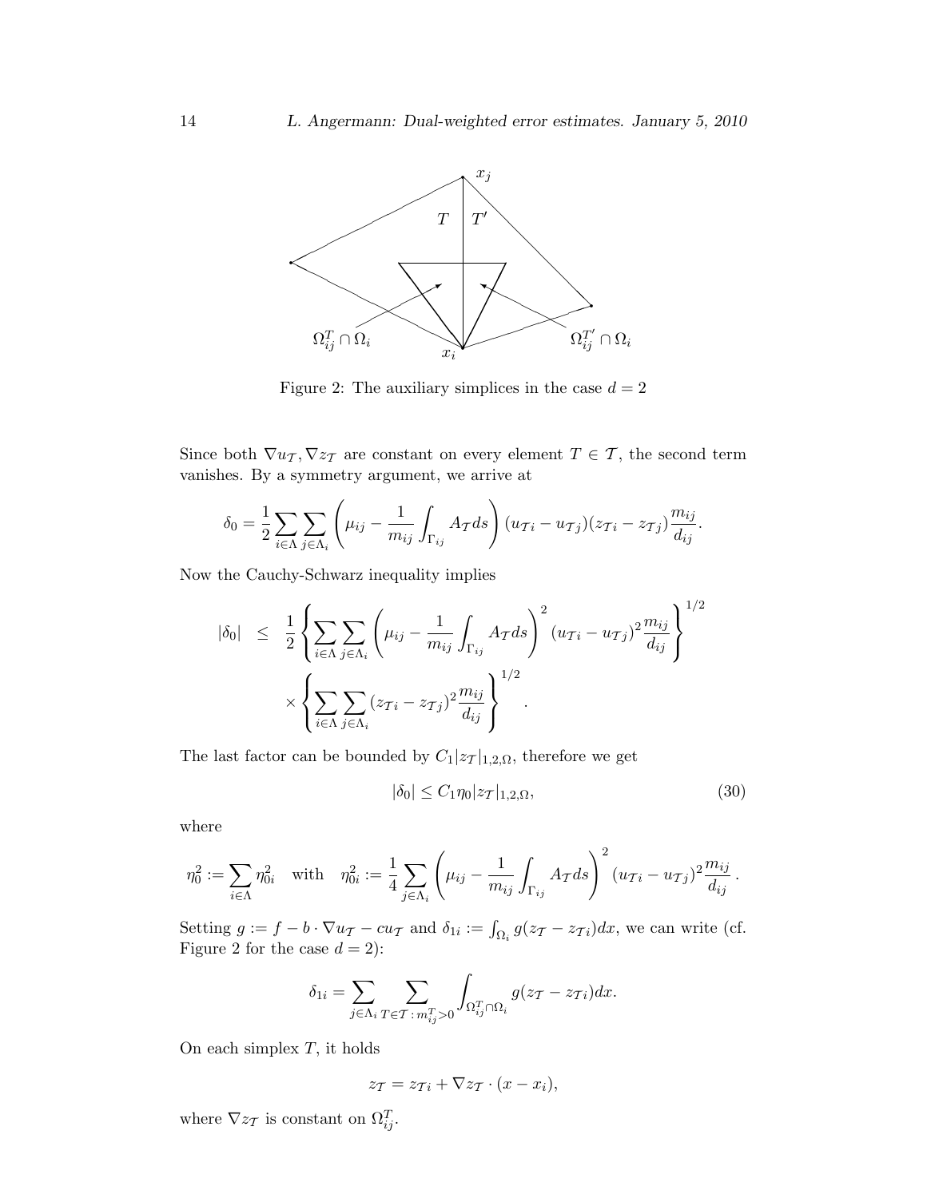Figure 2: The auxiliary simplices in the case $d = 2$

Since both $\nabla u_{\mathcal{T}}, \nabla z_{\mathcal{T}}$ are constant on every element $T \in \mathcal{T}$, the second term vanishes. By a symmetry argument, we arrive at

$$\delta_0 = \frac{1}{2} \sum_{i \in \Lambda} \sum_{j \in \Lambda_i} \left( \mu_{ij} - \frac{1}{m_{ij}} \int_{\Gamma_{ij}} A_{\mathcal{T}} ds \right) (u_{\mathcal{T}i} - u_{\mathcal{T}j})(z_{\mathcal{T}i} - z_{\mathcal{T}j}) \frac{m_{ij}}{d_{ij}}.$$

Now the Cauchy-Schwarz inequality implies

$$\begin{aligned} |\delta_0| \;\leq\; & \frac{1}{2} \left\{ \sum_{i \in \Lambda} \sum_{j \in \Lambda_i} \left( \mu_{ij} - \frac{1}{m_{ij}} \int_{\Gamma_{ij}} A_{\mathcal{T}} ds \right)^2 (u_{\mathcal{T}i} - u_{\mathcal{T}j})^2 \frac{m_{ij}}{d_{ij}} \right\}^{1/2} \\ & \times \left\{ \sum_{i \in \Lambda} \sum_{j \in \Lambda_i} (z_{\mathcal{T}i} - z_{\mathcal{T}j})^2 \frac{m_{ij}}{d_{ij}} \right\}^{1/2} . \end{aligned}$$

The last factor can be bounded by $C_1 |z_{\mathcal{T}}|_{1,2,\Omega}$, therefore we get

$$|\delta_0| \leq C_1 \eta_0 |z_{\mathcal{T}}|_{1,2,\Omega}, \tag{30}$$

where

$$\eta_0^2 := \sum_{i \in \Lambda} \eta_{0i}^2 \quad \text{with} \quad \eta_{0i}^2 := \frac{1}{4} \sum_{j \in \Lambda_i} \left( \mu_{ij} - \frac{1}{m_{ij}} \int_{\Gamma_{ij}} A_{\mathcal{T}} ds \right)^2 (u_{\mathcal{T}i} - u_{\mathcal{T}j})^2 \frac{m_{ij}}{d_{ij}} .$$

Setting $g := f - b \cdot \nabla u_{\mathcal{T}} - c u_{\mathcal{T}}$ and $\delta_{1i} := \int_{\Omega_i} g(z_{\mathcal{T}} - z_{\mathcal{T}i}) dx$, we can write (cf. Figure 2 for the case $d = 2$):

$$\delta_{1i} = \sum_{j \in \Lambda_i} \sum_{T \in \mathcal{T} : m_{ij}^T > 0} \int_{\Omega_{ij}^T \cap \Omega_i} g(z_{\mathcal{T}} - z_{\mathcal{T}i}) dx.$$

On each simplex $T$, it holds

$$z_{\mathcal{T}} = z_{\mathcal{T}i} + \nabla z_{\mathcal{T}} \cdot (x - x_i),$$

where $\nabla z_{\mathcal{T}}$ is constant on $\Omega_{ij}^T$.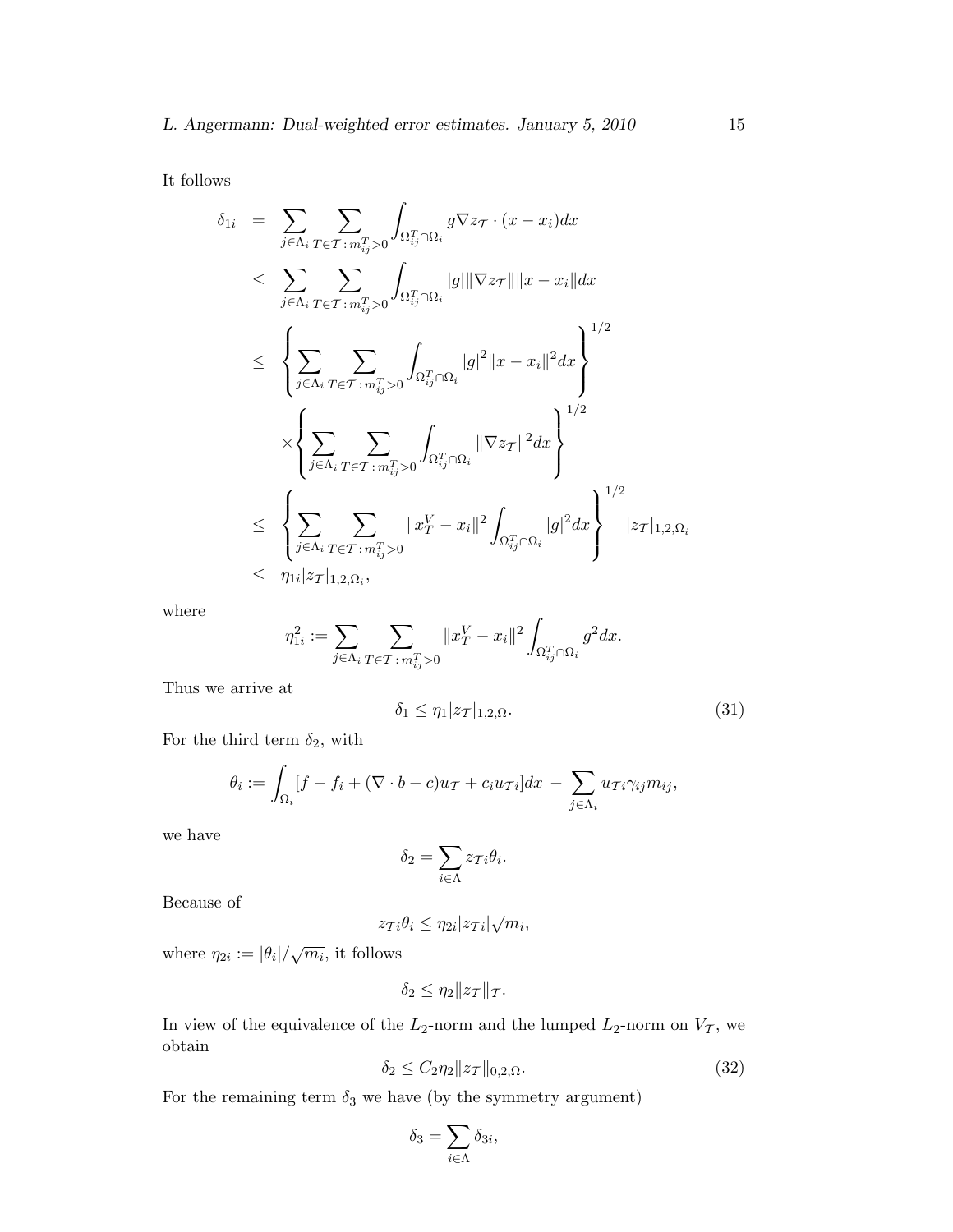It follows

$$
\begin{aligned}
\delta_{1i} &= \sum_{j\in\Lambda_i}\sum_{T\in\mathcal{T}\,:\,m_{ij}^T>0}\int_{\Omega_{ij}^T\cap\Omega_i} g\nabla z_{\mathcal{T}}\cdot(x-x_i)dx \\
&\le \sum_{j\in\Lambda_i}\sum_{T\in\mathcal{T}\,:\,m_{ij}^T>0}\int_{\Omega_{ij}^T\cap\Omega_i} |g|\|\nabla z_{\mathcal{T}}\|\|x-x_i\|dx \\
&\le \left\{\sum_{j\in\Lambda_i}\sum_{T\in\mathcal{T}\,:\,m_{ij}^T>0}\int_{\Omega_{ij}^T\cap\Omega_i} |g|^2\|x-x_i\|^2dx\right\}^{1/2} \\
&\quad\times\left\{\sum_{j\in\Lambda_i}\sum_{T\in\mathcal{T}\,:\,m_{ij}^T>0}\int_{\Omega_{ij}^T\cap\Omega_i} \|\nabla z_{\mathcal{T}}\|^2dx\right\}^{1/2} \\
&\le \left\{\sum_{j\in\Lambda_i}\sum_{T\in\mathcal{T}\,:\,m_{ij}^T>0}\|x_T^V-x_i\|^2\int_{\Omega_{ij}^T\cap\Omega_i} |g|^2dx\right\}^{1/2}|z_{\mathcal{T}}|_{1,2,\Omega_i} \\
&\le \eta_{1i}|z_{\mathcal{T}}|_{1,2,\Omega_i},
\end{aligned}
$$

where

$$
\eta_{1i}^2 := \sum_{j\in\Lambda_i}\sum_{T\in\mathcal{T}\,:\,m_{ij}^T>0}\|x_T^V-x_i\|^2\int_{\Omega_{ij}^T\cap\Omega_i} g^2dx.
$$

Thus we arrive at

$$
\delta_1 \le \eta_1|z_{\mathcal{T}}|_{1,2,\Omega}. \tag{31}
$$

For the third term $\delta_2$, with

$$
\theta_i := \int_{\Omega_i}[f-f_i+(\nabla\cdot b-c)u_{\mathcal{T}}+c_iu_{\mathcal{T}i}]dx \;-\; \sum_{j\in\Lambda_i}u_{\mathcal{T}i}\gamma_{ij}m_{ij},
$$

we have

$$
\delta_2 = \sum_{i\in\Lambda} z_{\mathcal{T}i}\theta_i.
$$

Because of

$$
z_{\mathcal{T}i}\theta_i \le \eta_{2i}|z_{\mathcal{T}i}|\sqrt{m_i},
$$

where $\eta_{2i} := |\theta_i|/\sqrt{m_i}$, it follows

$$
\delta_2 \le \eta_2\|z_{\mathcal{T}}\|_{\mathcal{T}}.
$$

In view of the equivalence of the $L_2$-norm and the lumped $L_2$-norm on $V_{\mathcal{T}}$, we obtain

$$
\delta_2 \le C_2\eta_2\|z_{\mathcal{T}}\|_{0,2,\Omega}. \tag{32}
$$

For the remaining term $\delta_3$ we have (by the symmetry argument)

$$
\delta_3 = \sum_{i\in\Lambda}\delta_{3i},
$$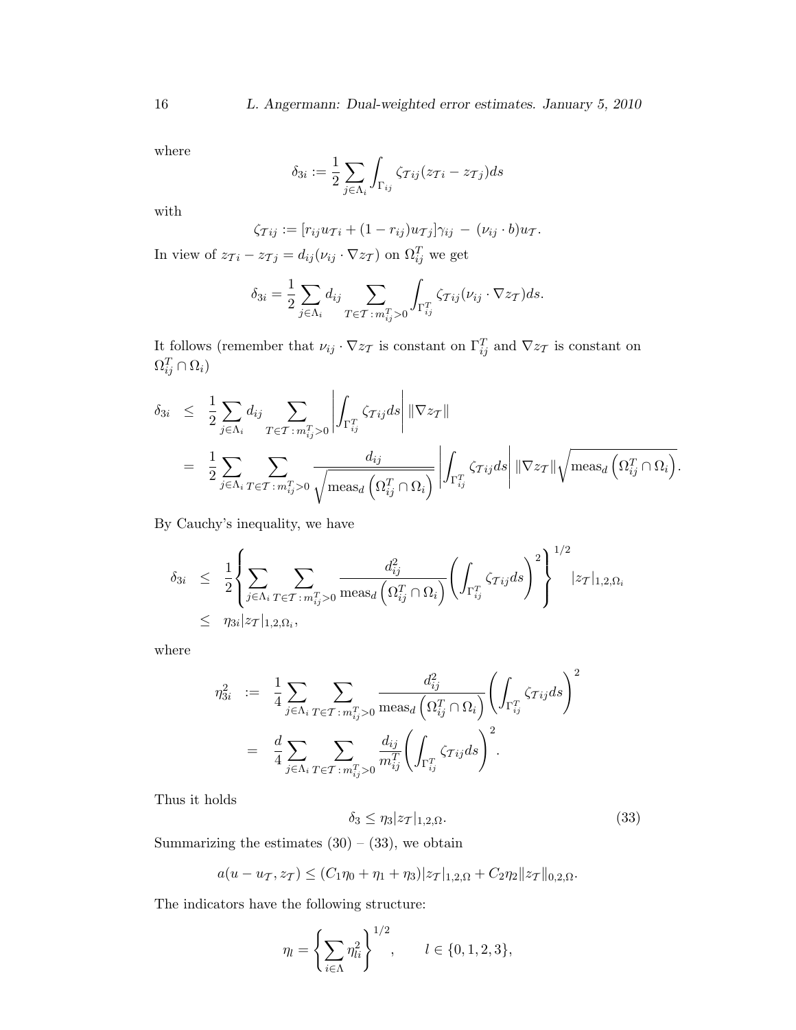where

$$\delta_{3i} := \frac{1}{2} \sum_{j \in \Lambda_i} \int_{\Gamma_{ij}} \zeta_{\mathcal{T}ij} (z_{\mathcal{T}i} - z_{\mathcal{T}j}) ds$$

with

$$\zeta_{\mathcal{T}ij} := [r_{ij} u_{\mathcal{T}i} + (1 - r_{ij}) u_{\mathcal{T}j}] \gamma_{ij} \; - \; (\nu_{ij} \cdot b) u_{\mathcal{T}}.$$

In view of $z_{\mathcal{T}i} - z_{\mathcal{T}j} = d_{ij}(\nu_{ij} \cdot \nabla z_{\mathcal{T}})$ on $\Omega_{ij}^T$ we get

$$\delta_{3i} = \frac{1}{2} \sum_{j \in \Lambda_i} d_{ij} \sum_{T \in \mathcal{T} : m_{ij}^T > 0} \int_{\Gamma_{ij}^T} \zeta_{\mathcal{T}ij} (\nu_{ij} \cdot \nabla z_{\mathcal{T}}) ds.$$

It follows (remember that $\nu_{ij} \cdot \nabla z_{\mathcal{T}}$ is constant on $\Gamma_{ij}^T$ and $\nabla z_{\mathcal{T}}$ is constant on $\Omega_{ij}^T \cap \Omega_i$)

$$\begin{aligned}
\delta_{3i} &\leq \frac{1}{2} \sum_{j \in \Lambda_i} d_{ij} \sum_{T \in \mathcal{T} : m_{ij}^T > 0} \left| \int_{\Gamma_{ij}^T} \zeta_{\mathcal{T}ij} ds \right| \|\nabla z_{\mathcal{T}}\| \\
&= \frac{1}{2} \sum_{j \in \Lambda_i} \sum_{T \in \mathcal{T} : m_{ij}^T > 0} \frac{d_{ij}}{\sqrt{\mathrm{meas}_d \left( \Omega_{ij}^T \cap \Omega_i \right)}} \left| \int_{\Gamma_{ij}^T} \zeta_{\mathcal{T}ij} ds \right| \|\nabla z_{\mathcal{T}}\| \sqrt{\mathrm{meas}_d \left( \Omega_{ij}^T \cap \Omega_i \right)}.
\end{aligned}$$

By Cauchy's inequality, we have

$$\begin{aligned}
\delta_{3i} &\leq \frac{1}{2} \left\{ \sum_{j \in \Lambda_i} \sum_{T \in \mathcal{T} : m_{ij}^T > 0} \frac{d_{ij}^2}{\mathrm{meas}_d \left( \Omega_{ij}^T \cap \Omega_i \right)} \left( \int_{\Gamma_{ij}^T} \zeta_{\mathcal{T}ij} ds \right)^2 \right\}^{1/2} |z_{\mathcal{T}}|_{1,2,\Omega_i} \\
&\leq \eta_{3i} |z_{\mathcal{T}}|_{1,2,\Omega_i},
\end{aligned}$$

where

$$\begin{aligned}
\eta_{3i}^2 &:= \frac{1}{4} \sum_{j \in \Lambda_i} \sum_{T \in \mathcal{T} : m_{ij}^T > 0} \frac{d_{ij}^2}{\mathrm{meas}_d \left( \Omega_{ij}^T \cap \Omega_i \right)} \left( \int_{\Gamma_{ij}^T} \zeta_{\mathcal{T}ij} ds \right)^2 \\
&= \frac{d}{4} \sum_{j \in \Lambda_i} \sum_{T \in \mathcal{T} : m_{ij}^T > 0} \frac{d_{ij}}{m_{ij}^T} \left( \int_{\Gamma_{ij}^T} \zeta_{\mathcal{T}ij} ds \right)^2.
\end{aligned}$$

Thus it holds

$$\delta_3 \leq \eta_3 |z_{\mathcal{T}}|_{1,2,\Omega}. \tag{33}$$

Summarizing the estimates (30) – (33), we obtain

$$a(u - u_{\mathcal{T}}, z_{\mathcal{T}}) \leq (C_1 \eta_0 + \eta_1 + \eta_3) |z_{\mathcal{T}}|_{1,2,\Omega} + C_2 \eta_2 \|z_{\mathcal{T}}\|_{0,2,\Omega}.$$

The indicators have the following structure:

$$\eta_l = \left\{ \sum_{i \in \Lambda} \eta_{li}^2 \right\}^{1/2}, \qquad l \in \{0, 1, 2, 3\},$$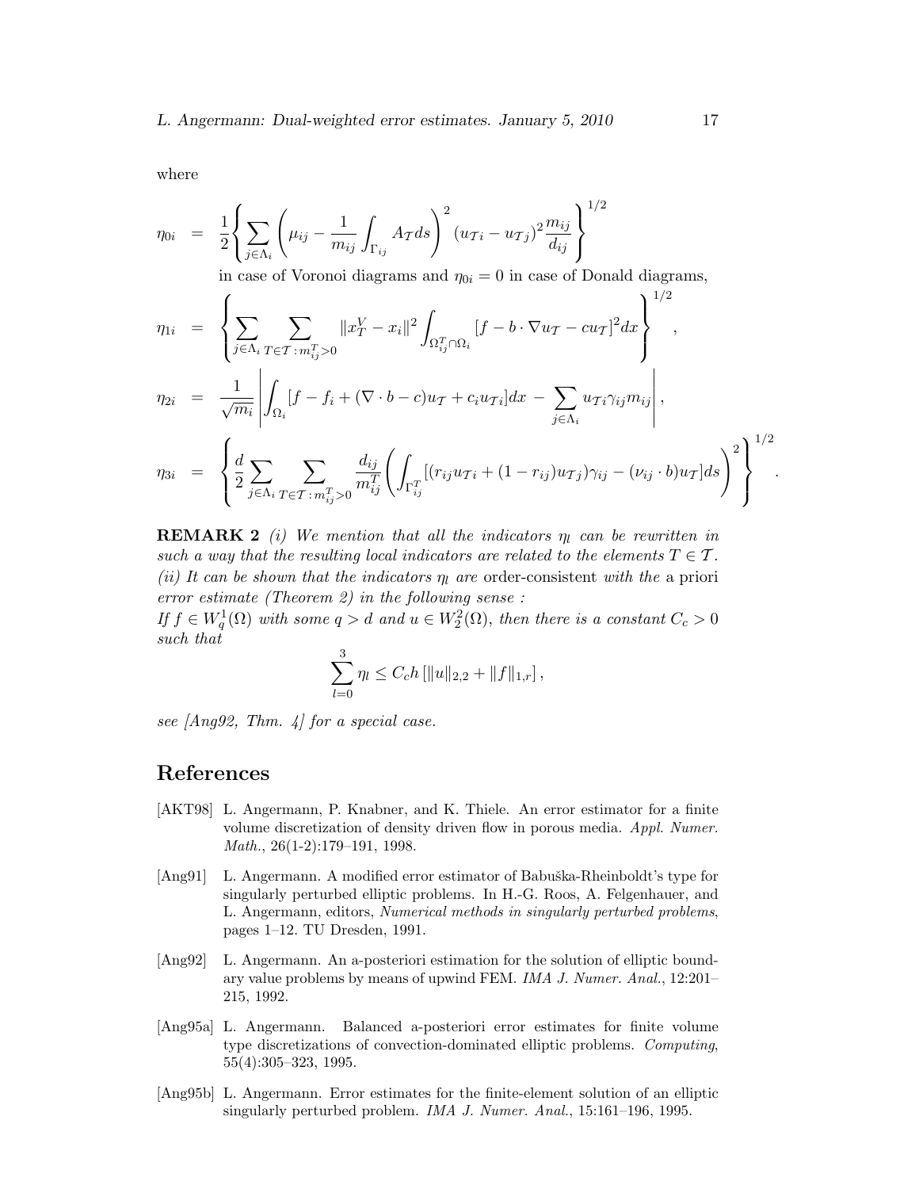where

$$\eta_{0i} = \frac{1}{2}\left\{\sum_{j\in\Lambda_i}\left(\mu_{ij} - \frac{1}{m_{ij}}\int_{\Gamma_{ij}} A_{\mathcal{T}} ds\right)^2 (u_{\mathcal{T}i} - u_{\mathcal{T}j})^2 \frac{m_{ij}}{d_{ij}}\right\}^{1/2}$$

in case of Voronoi diagrams and $\eta_{0i} = 0$ in case of Donald diagrams,

$$\eta_{1i} = \left\{\sum_{j\in\Lambda_i}\sum_{T\in\mathcal{T}\,:\,m_{ij}^T>0} \|x_T^V - x_i\|^2 \int_{\Omega_{ij}^T\cap\Omega_i} [f - b\cdot\nabla u_{\mathcal{T}} - cu_{\mathcal{T}}]^2 dx\right\}^{1/2},$$

$$\eta_{2i} = \frac{1}{\sqrt{m_i}}\left|\int_{\Omega_i}[f - f_i + (\nabla\cdot b - c)u_{\mathcal{T}} + c_i u_{\mathcal{T}i}]dx - \sum_{j\in\Lambda_i} u_{\mathcal{T}i}\gamma_{ij}m_{ij}\right|,$$

$$\eta_{3i} = \left\{\frac{d}{2}\sum_{j\in\Lambda_i}\sum_{T\in\mathcal{T}\,:\,m_{ij}^T>0}\frac{d_{ij}}{m_{ij}^T}\left(\int_{\Gamma_{ij}^T}[(r_{ij}u_{\mathcal{T}i} + (1-r_{ij})u_{\mathcal{T}j})\gamma_{ij} - (\nu_{ij}\cdot b)u_{\mathcal{T}}]ds\right)^2\right\}^{1/2}.$$

**REMARK 2** *(i) We mention that all the indicators $\eta_l$ can be rewritten in such a way that the resulting local indicators are related to the elements $T\in\mathcal{T}$.*
*(ii) It can be shown that the indicators $\eta_l$ are* order-consistent *with the* a priori *error estimate (Theorem 2) in the following sense :*
*If $f\in W_q^1(\Omega)$ with some $q>d$ and $u\in W_2^2(\Omega)$, then there is a constant $C_c>0$ such that*

$$\sum_{l=0}^{3}\eta_l \le C_c h\left[\|u\|_{2,2} + \|f\|_{1,r}\right],$$

*see [Ang92, Thm. 4] for a special case.*

## References

[AKT98] L. Angermann, P. Knabner, and K. Thiele. An error estimator for a finite volume discretization of density driven flow in porous media. *Appl. Numer. Math.*, 26(1-2):179–191, 1998.

[Ang91] L. Angermann. A modified error estimator of Babuška-Rheinboldt's type for singularly perturbed elliptic problems. In H.-G. Roos, A. Felgenhauer, and L. Angermann, editors, *Numerical methods in singularly perturbed problems*, pages 1–12. TU Dresden, 1991.

[Ang92] L. Angermann. An a-posteriori estimation for the solution of elliptic boundary value problems by means of upwind FEM. *IMA J. Numer. Anal.*, 12:201–215, 1992.

[Ang95a] L. Angermann. Balanced a-posteriori error estimates for finite volume type discretizations of convection-dominated elliptic problems. *Computing*, 55(4):305–323, 1995.

[Ang95b] L. Angermann. Error estimates for the finite-element solution of an elliptic singularly perturbed problem. *IMA J. Numer. Anal.*, 15:161–196, 1995.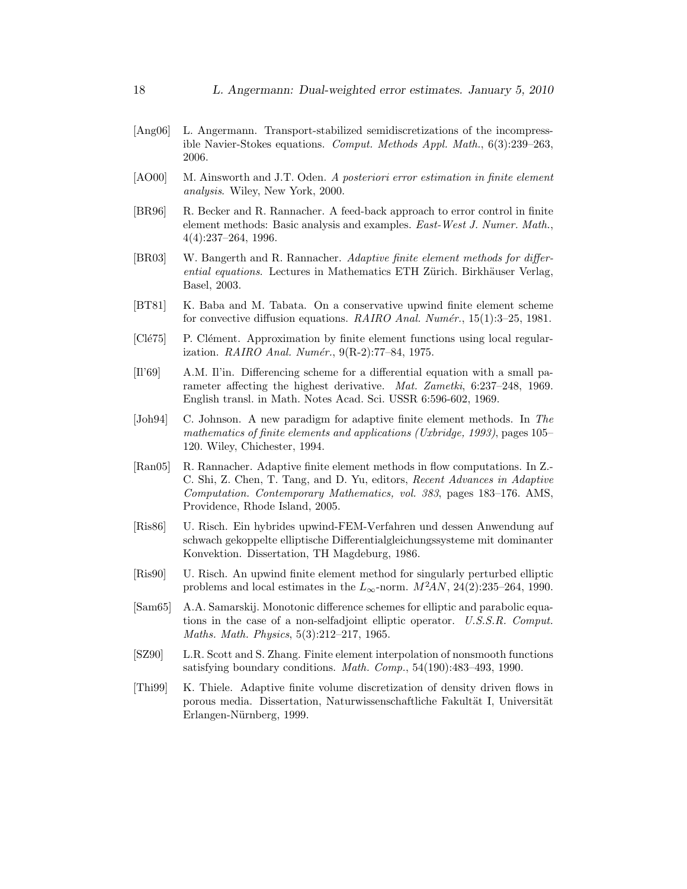- [Ang06] L. Angermann. Transport-stabilized semidiscretizations of the incompressible Navier-Stokes equations. *Comput. Methods Appl. Math.*, 6(3):239–263, 2006.
- [AO00] M. Ainsworth and J.T. Oden. *A posteriori error estimation in finite element analysis*. Wiley, New York, 2000.
- [BR96] R. Becker and R. Rannacher. A feed-back approach to error control in finite element methods: Basic analysis and examples. *East-West J. Numer. Math.*, 4(4):237–264, 1996.
- [BR03] W. Bangerth and R. Rannacher. *Adaptive finite element methods for differential equations*. Lectures in Mathematics ETH Zürich. Birkhäuser Verlag, Basel, 2003.
- [BT81] K. Baba and M. Tabata. On a conservative upwind finite element scheme for convective diffusion equations. *RAIRO Anal. Numér.*, 15(1):3–25, 1981.
- [Clé75] P. Clément. Approximation by finite element functions using local regularization. *RAIRO Anal. Numér.*, 9(R-2):77–84, 1975.
- [Il'69] A.M. Il'in. Differencing scheme for a differential equation with a small parameter affecting the highest derivative. *Mat. Zametki*, 6:237–248, 1969. English transl. in Math. Notes Acad. Sci. USSR 6:596-602, 1969.
- [Joh94] C. Johnson. A new paradigm for adaptive finite element methods. In *The mathematics of finite elements and applications (Uxbridge, 1993)*, pages 105–120. Wiley, Chichester, 1994.
- [Ran05] R. Rannacher. Adaptive finite element methods in flow computations. In Z.-C. Shi, Z. Chen, T. Tang, and D. Yu, editors, *Recent Advances in Adaptive Computation. Contemporary Mathematics, vol. 383*, pages 183–176. AMS, Providence, Rhode Island, 2005.
- [Ris86] U. Risch. Ein hybrides upwind-FEM-Verfahren und dessen Anwendung auf schwach gekoppelte elliptische Differentialgleichungssysteme mit dominanter Konvektion. Dissertation, TH Magdeburg, 1986.
- [Ris90] U. Risch. An upwind finite element method for singularly perturbed elliptic problems and local estimates in the $L_\infty$-norm. *$M^2AN$*, 24(2):235–264, 1990.
- [Sam65] A.A. Samarskij. Monotonic difference schemes for elliptic and parabolic equations in the case of a non-selfadjoint elliptic operator. *U.S.S.R. Comput. Maths. Math. Physics*, 5(3):212–217, 1965.
- [SZ90] L.R. Scott and S. Zhang. Finite element interpolation of nonsmooth functions satisfying boundary conditions. *Math. Comp.*, 54(190):483–493, 1990.
- [Thi99] K. Thiele. Adaptive finite volume discretization of density driven flows in porous media. Dissertation, Naturwissenschaftliche Fakultät I, Universität Erlangen-Nürnberg, 1999.